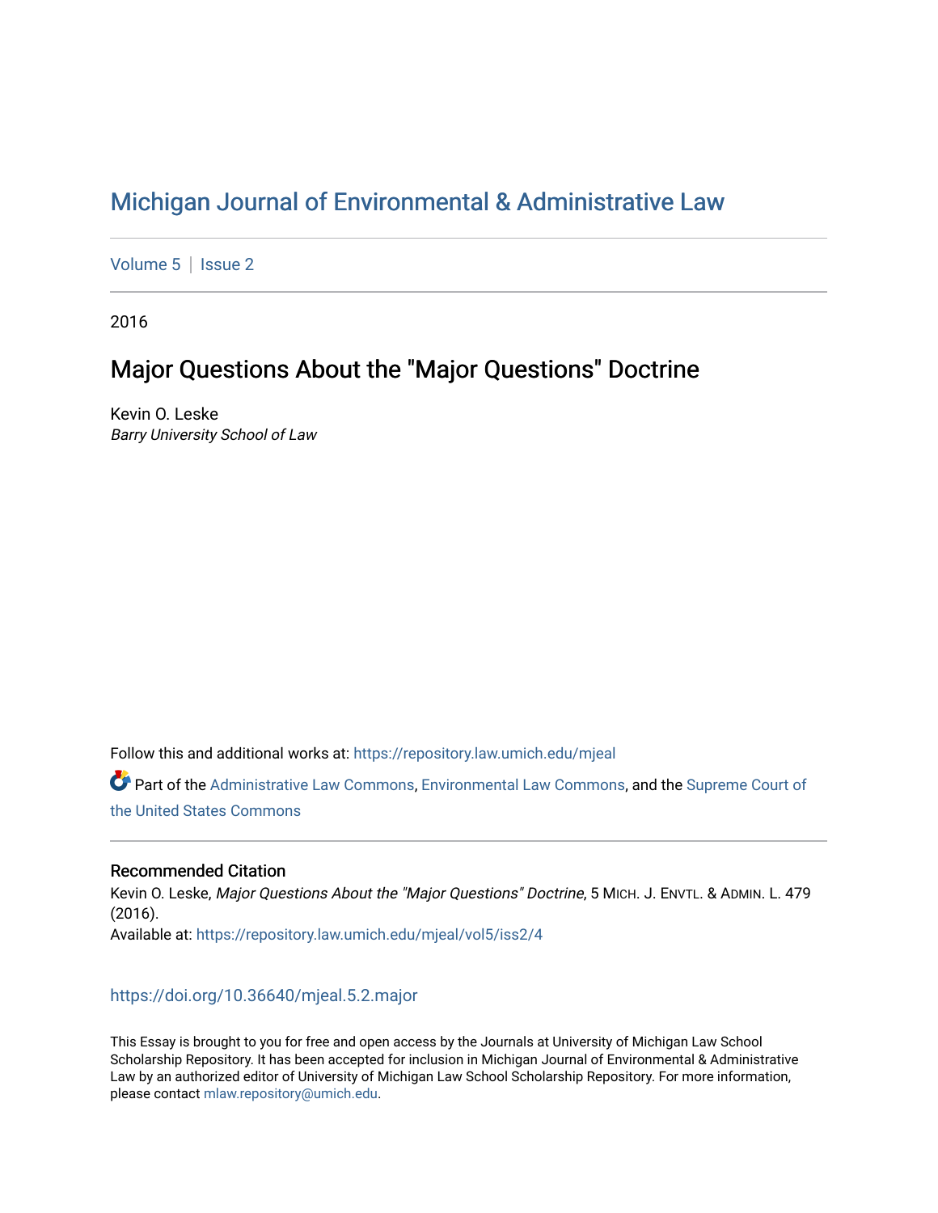# Michigan Journal of Environmental & Administrative Law

Volume 5 | Issue 2

2016

## Major Questions About the "Major Questions" Doctrine

Kevin O. Leske
*Barry University School of Law*

Follow this and additional works at: https://repository.law.umich.edu/mjeal

Part of the Administrative Law Commons, Environmental Law Commons, and the Supreme Court of the United States Commons

### Recommended Citation

Kevin O. Leske, *Major Questions About the "Major Questions" Doctrine*, 5 MICH. J. ENVTL. & ADMIN. L. 479 (2016).
Available at: https://repository.law.umich.edu/mjeal/vol5/iss2/4

https://doi.org/10.36640/mjeal.5.2.major

This Essay is brought to you for free and open access by the Journals at University of Michigan Law School Scholarship Repository. It has been accepted for inclusion in Michigan Journal of Environmental & Administrative Law by an authorized editor of University of Michigan Law School Scholarship Repository. For more information, please contact mlaw.repository@umich.edu.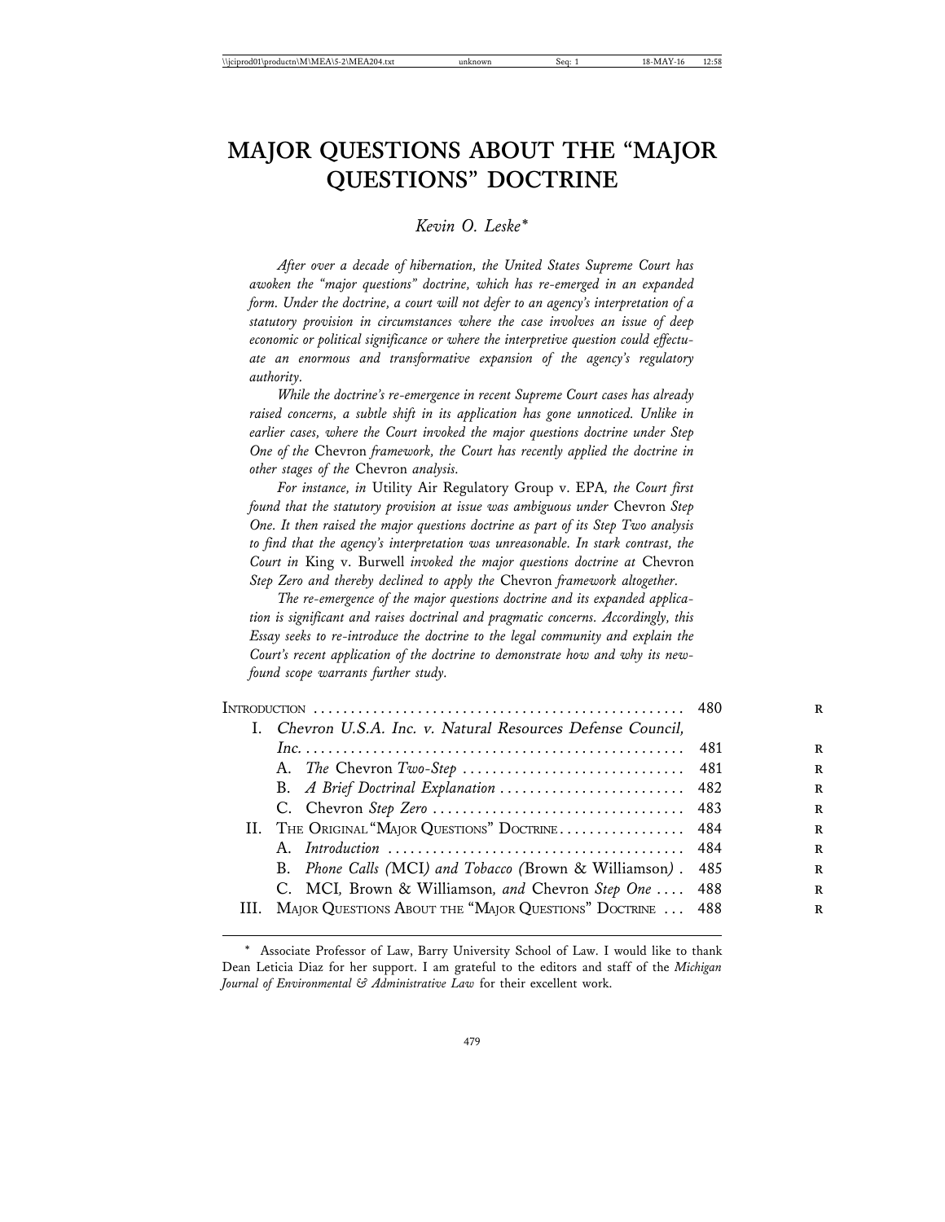# MAJOR QUESTIONS ABOUT THE "MAJOR QUESTIONS" DOCTRINE

*Kevin O. Leske\**

*After over a decade of hibernation, the United States Supreme Court has awoken the "major questions" doctrine, which has re-emerged in an expanded form. Under the doctrine, a court will not defer to an agency's interpretation of a statutory provision in circumstances where the case involves an issue of deep economic or political significance or where the interpretive question could effectuate an enormous and transformative expansion of the agency's regulatory authority.*

*While the doctrine's re-emergence in recent Supreme Court cases has already raised concerns, a subtle shift in its application has gone unnoticed. Unlike in earlier cases, where the Court invoked the major questions doctrine under Step One of the* Chevron *framework, the Court has recently applied the doctrine in other stages of the* Chevron *analysis.*

*For instance, in* Utility Air Regulatory Group v. EPA*, the Court first found that the statutory provision at issue was ambiguous under* Chevron *Step One. It then raised the major questions doctrine as part of its Step Two analysis to find that the agency's interpretation was unreasonable. In stark contrast, the Court in* King v. Burwell *invoked the major questions doctrine at* Chevron *Step Zero and thereby declined to apply the* Chevron *framework altogether.*

*The re-emergence of the major questions doctrine and its expanded application is significant and raises doctrinal and pragmatic concerns. Accordingly, this Essay seeks to re-introduce the doctrine to the legal community and explain the Court's recent application of the doctrine to demonstrate how and why its newfound scope warrants further study.*

| | |
|---|---|
| INTRODUCTION | 480 |
| I. *Chevron U.S.A. Inc. v. Natural Resources Defense Council, Inc.* | 481 |
| A. *The* Chevron *Two-Step* | 481 |
| B. *A Brief Doctrinal Explanation* | 482 |
| C. Chevron *Step Zero* | 483 |
| II. THE ORIGINAL "MAJOR QUESTIONS" DOCTRINE | 484 |
| A. *Introduction* | 484 |
| B. *Phone Calls (*MCI*) and Tobacco (*Brown & Williamson*)* | 485 |
| C. MCI, Brown & Williamson, *and* Chevron *Step One* | 488 |
| III. MAJOR QUESTIONS ABOUT THE "MAJOR QUESTIONS" DOCTRINE | 488 |

\* Associate Professor of Law, Barry University School of Law. I would like to thank Dean Leticia Diaz for her support. I am grateful to the editors and staff of the *Michigan Journal of Environmental & Administrative Law* for their excellent work.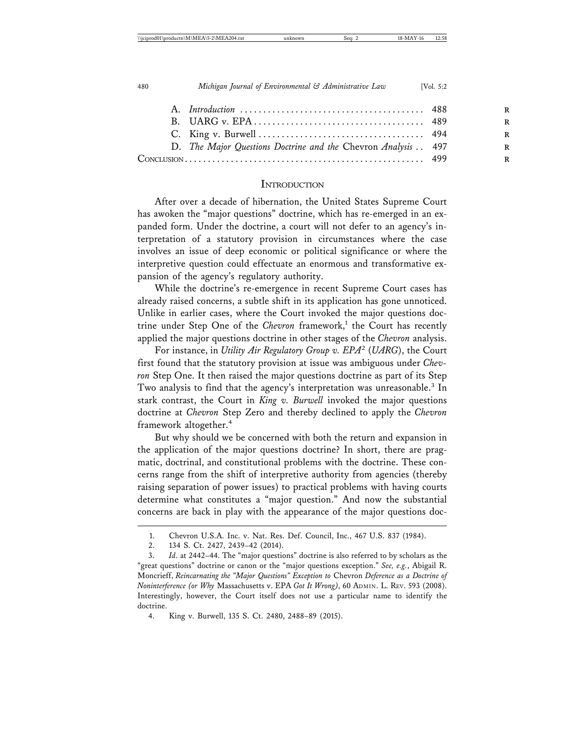A. *Introduction* ........................................ 488
B. UARG v. EPA ........................................ 489
C. King v. Burwell ........................................ 494
D. *The Major Questions Doctrine and the* Chevron *Analysis* .. 497

CONCLUSION ........................................ 499

## INTRODUCTION

After over a decade of hibernation, the United States Supreme Court has awoken the "major questions" doctrine, which has re-emerged in an expanded form. Under the doctrine, a court will not defer to an agency's interpretation of a statutory provision in circumstances where the case involves an issue of deep economic or political significance or where the interpretive question could effectuate an enormous and transformative expansion of the agency's regulatory authority.

While the doctrine's re-emergence in recent Supreme Court cases has already raised concerns, a subtle shift in its application has gone unnoticed. Unlike in earlier cases, where the Court invoked the major questions doctrine under Step One of the *Chevron* framework,[1] the Court has recently applied the major questions doctrine in other stages of the *Chevron* analysis.

For instance, in *Utility Air Regulatory Group v. EPA*[2] (*UARG*), the Court first found that the statutory provision at issue was ambiguous under *Chevron* Step One. It then raised the major questions doctrine as part of its Step Two analysis to find that the agency's interpretation was unreasonable.[3] In stark contrast, the Court in *King v. Burwell* invoked the major questions doctrine at *Chevron* Step Zero and thereby declined to apply the *Chevron* framework altogether.[4]

But why should we be concerned with both the return and expansion in the application of the major questions doctrine? In short, there are pragmatic, doctrinal, and constitutional problems with the doctrine. These concerns range from the shift of interpretive authority from agencies (thereby raising separation of power issues) to practical problems with having courts determine what constitutes a "major question." And now the substantial concerns are back in play with the appearance of the major questions doc-

---

1. Chevron U.S.A. Inc. v. Nat. Res. Def. Council, Inc., 467 U.S. 837 (1984).

2. 134 S. Ct. 2427, 2439–42 (2014).

3. *Id*. at 2442–44. The "major questions" doctrine is also referred to by scholars as the "great questions" doctrine or canon or the "major questions exception." *See, e.g.*, Abigail R. Moncrieff, *Reincarnating the "Major Questions" Exception to* Chevron *Deference as a Doctrine of Noninterference (or Why* Massachusetts v. EPA *Got It Wrong)*, 60 ADMIN. L. REV. 593 (2008). Interestingly, however, the Court itself does not use a particular name to identify the doctrine.

4. King v. Burwell, 135 S. Ct. 2480, 2488–89 (2015).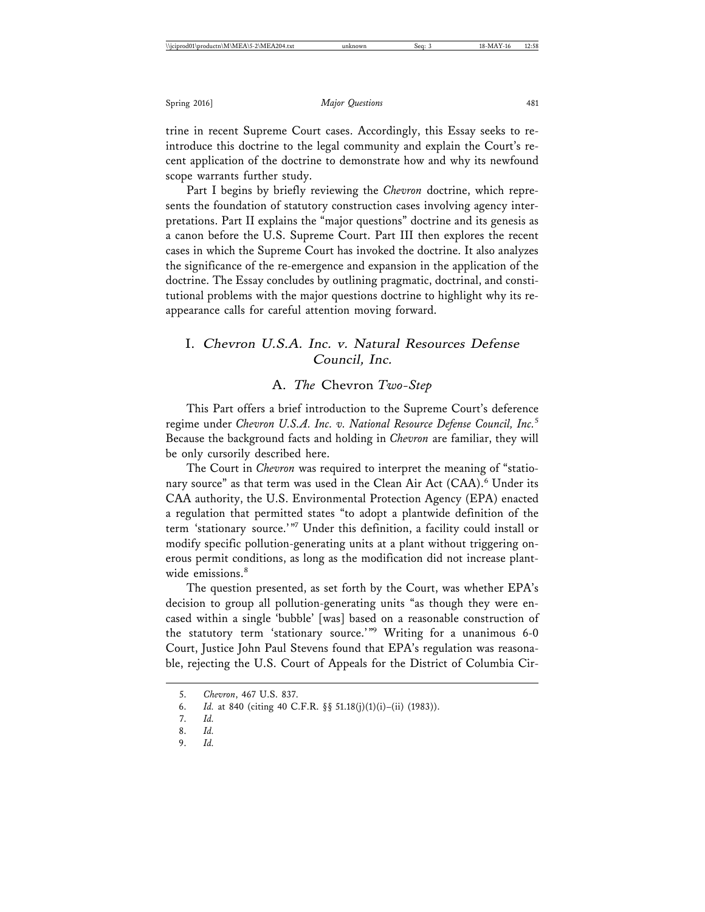trine in recent Supreme Court cases. Accordingly, this Essay seeks to reintroduce this doctrine to the legal community and explain the Court's recent application of the doctrine to demonstrate how and why its newfound scope warrants further study.

Part I begins by briefly reviewing the *Chevron* doctrine, which represents the foundation of statutory construction cases involving agency interpretations. Part II explains the "major questions" doctrine and its genesis as a canon before the U.S. Supreme Court. Part III then explores the recent cases in which the Supreme Court has invoked the doctrine. It also analyzes the significance of the re-emergence and expansion in the application of the doctrine. The Essay concludes by outlining pragmatic, doctrinal, and constitutional problems with the major questions doctrine to highlight why its reappearance calls for careful attention moving forward.

## I. *Chevron U.S.A. Inc. v. Natural Resources Defense Council, Inc.*

### A. *The* Chevron *Two-Step*

This Part offers a brief introduction to the Supreme Court's deference regime under *Chevron U.S.A. Inc. v. National Resource Defense Council, Inc.*[5] Because the background facts and holding in *Chevron* are familiar, they will be only cursorily described here.

The Court in *Chevron* was required to interpret the meaning of "stationary source" as that term was used in the Clean Air Act (CAA).[6] Under its CAA authority, the U.S. Environmental Protection Agency (EPA) enacted a regulation that permitted states "to adopt a plantwide definition of the term 'stationary source.'"[7] Under this definition, a facility could install or modify specific pollution-generating units at a plant without triggering onerous permit conditions, as long as the modification did not increase plantwide emissions.[8]

The question presented, as set forth by the Court, was whether EPA's decision to group all pollution-generating units "as though they were encased within a single 'bubble' [was] based on a reasonable construction of the statutory term 'stationary source.'"[9] Writing for a unanimous 6-0 Court, Justice John Paul Stevens found that EPA's regulation was reasonable, rejecting the U.S. Court of Appeals for the District of Columbia Cir-

---

5. *Chevron*, 467 U.S. 837.
6. *Id.* at 840 (citing 40 C.F.R. §§ 51.18(j)(1)(i)–(ii) (1983)).
7. *Id.*
8. *Id.*
9. *Id.*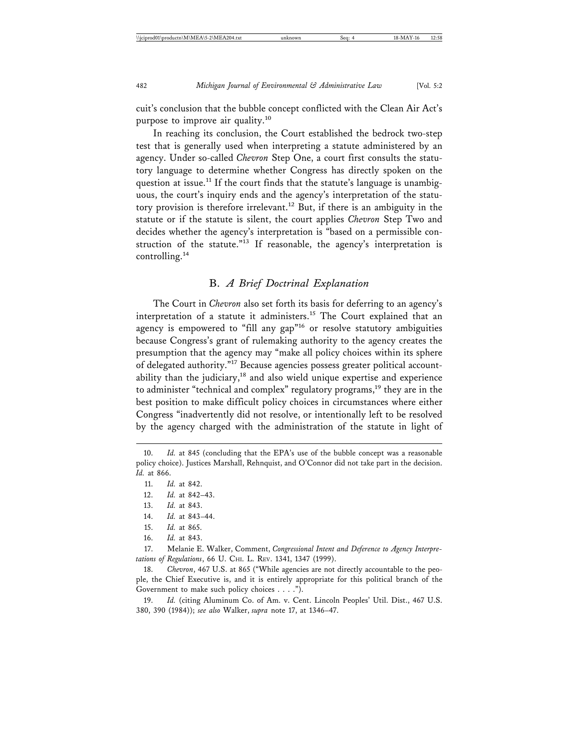cuit's conclusion that the bubble concept conflicted with the Clean Air Act's purpose to improve air quality.[10]

In reaching its conclusion, the Court established the bedrock two-step test that is generally used when interpreting a statute administered by an agency. Under so-called *Chevron* Step One, a court first consults the statutory language to determine whether Congress has directly spoken on the question at issue.[11] If the court finds that the statute's language is unambiguous, the court's inquiry ends and the agency's interpretation of the statutory provision is therefore irrelevant.[12] But, if there is an ambiguity in the statute or if the statute is silent, the court applies *Chevron* Step Two and decides whether the agency's interpretation is "based on a permissible construction of the statute."[13] If reasonable, the agency's interpretation is controlling.[14]

## B. *A Brief Doctrinal Explanation*

The Court in *Chevron* also set forth its basis for deferring to an agency's interpretation of a statute it administers.[15] The Court explained that an agency is empowered to "fill any gap"[16] or resolve statutory ambiguities because Congress's grant of rulemaking authority to the agency creates the presumption that the agency may "make all policy choices within its sphere of delegated authority."[17] Because agencies possess greater political accountability than the judiciary,[18] and also wield unique expertise and experience to administer "technical and complex" regulatory programs,[19] they are in the best position to make difficult policy choices in circumstances where either Congress "inadvertently did not resolve, or intentionally left to be resolved by the agency charged with the administration of the statute in light of

---

10. *Id.* at 845 (concluding that the EPA's use of the bubble concept was a reasonable policy choice). Justices Marshall, Rehnquist, and O'Connor did not take part in the decision. *Id.* at 866.

11. *Id.* at 842.

12. *Id.* at 842–43.

13. *Id.* at 843.

14. *Id.* at 843–44.

15. *Id.* at 865.

16. *Id.* at 843.

17. Melanie E. Walker, Comment, *Congressional Intent and Deference to Agency Interpretations of Regulations*, 66 U. CHI. L. REV. 1341, 1347 (1999).

18. *Chevron*, 467 U.S. at 865 ("While agencies are not directly accountable to the people, the Chief Executive is, and it is entirely appropriate for this political branch of the Government to make such policy choices . . . .").

19. *Id.* (citing Aluminum Co. of Am. v. Cent. Lincoln Peoples' Util. Dist., 467 U.S. 380, 390 (1984)); *see also* Walker, *supra* note 17, at 1346–47.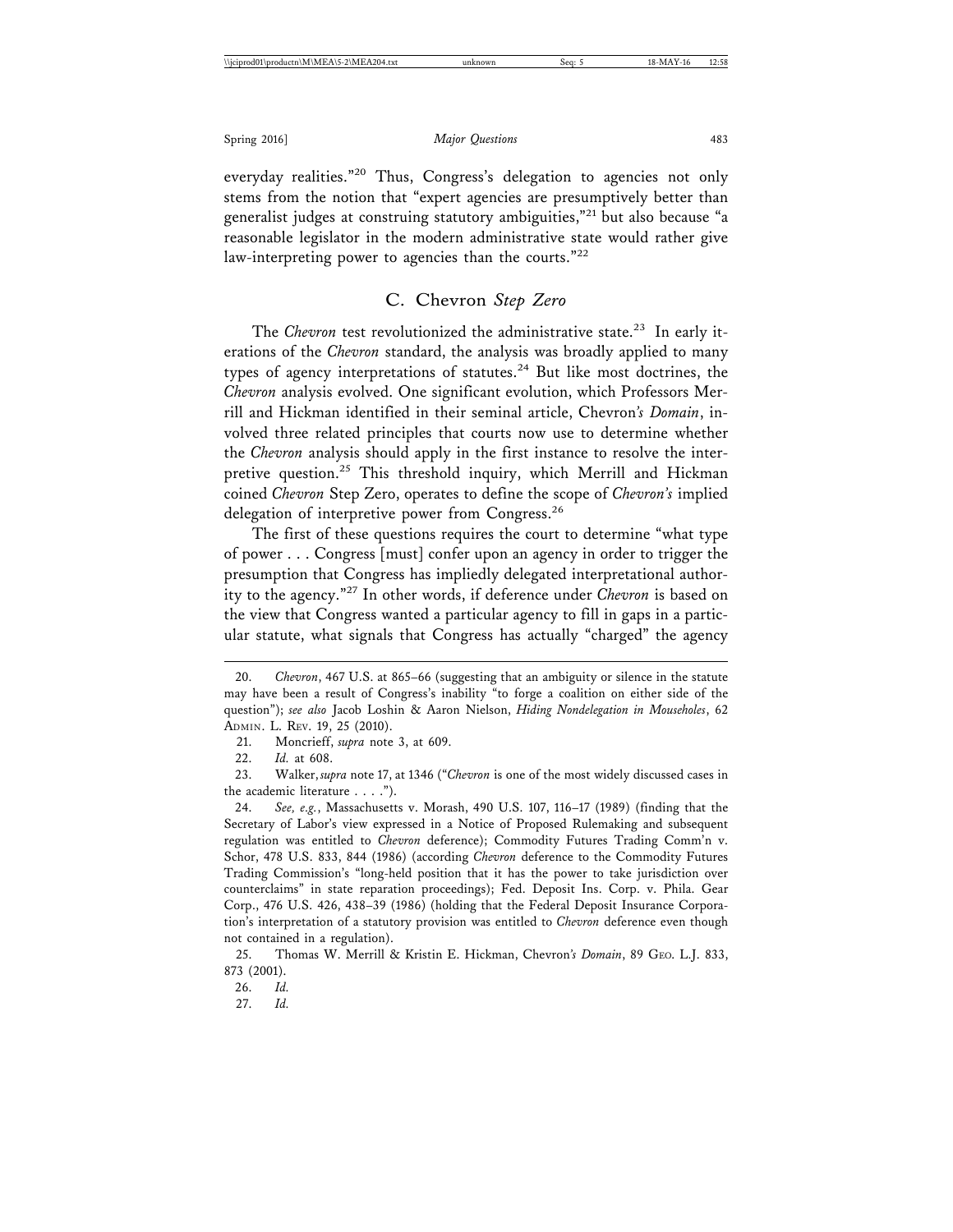everyday realities."[20] Thus, Congress's delegation to agencies not only stems from the notion that "expert agencies are presumptively better than generalist judges at construing statutory ambiguities,"[21] but also because "a reasonable legislator in the modern administrative state would rather give law-interpreting power to agencies than the courts."[22]

### C. *Chevron* Step Zero

The *Chevron* test revolutionized the administrative state.[23] In early iterations of the *Chevron* standard, the analysis was broadly applied to many types of agency interpretations of statutes.[24] But like most doctrines, the *Chevron* analysis evolved. One significant evolution, which Professors Merrill and Hickman identified in their seminal article, Chevron*'s Domain*, involved three related principles that courts now use to determine whether the *Chevron* analysis should apply in the first instance to resolve the interpretive question.[25] This threshold inquiry, which Merrill and Hickman coined *Chevron* Step Zero, operates to define the scope of *Chevron's* implied delegation of interpretive power from Congress.[26]

The first of these questions requires the court to determine "what type of power . . . Congress [must] confer upon an agency in order to trigger the presumption that Congress has impliedly delegated interpretational authority to the agency."[27] In other words, if deference under *Chevron* is based on the view that Congress wanted a particular agency to fill in gaps in a particular statute, what signals that Congress has actually "charged" the agency

---

20. *Chevron*, 467 U.S. at 865–66 (suggesting that an ambiguity or silence in the statute may have been a result of Congress's inability "to forge a coalition on either side of the question"); *see also* Jacob Loshin & Aaron Nielson, *Hiding Nondelegation in Mouseholes*, 62 Admin. L. Rev. 19, 25 (2010).

21. Moncrieff, *supra* note 3, at 609.

22. *Id.* at 608.

23. Walker, *supra* note 17, at 1346 ("*Chevron* is one of the most widely discussed cases in the academic literature . . . .").

24. *See, e.g.*, Massachusetts v. Morash, 490 U.S. 107, 116–17 (1989) (finding that the Secretary of Labor's view expressed in a Notice of Proposed Rulemaking and subsequent regulation was entitled to *Chevron* deference); Commodity Futures Trading Comm'n v. Schor, 478 U.S. 833, 844 (1986) (according *Chevron* deference to the Commodity Futures Trading Commission's "long-held position that it has the power to take jurisdiction over counterclaims" in state reparation proceedings); Fed. Deposit Ins. Corp. v. Phila. Gear Corp., 476 U.S. 426, 438–39 (1986) (holding that the Federal Deposit Insurance Corporation's interpretation of a statutory provision was entitled to *Chevron* deference even though not contained in a regulation).

25. Thomas W. Merrill & Kristin E. Hickman, Chevron*'s Domain*, 89 Geo. L.J. 833, 873 (2001).

26. *Id.*

27. *Id.*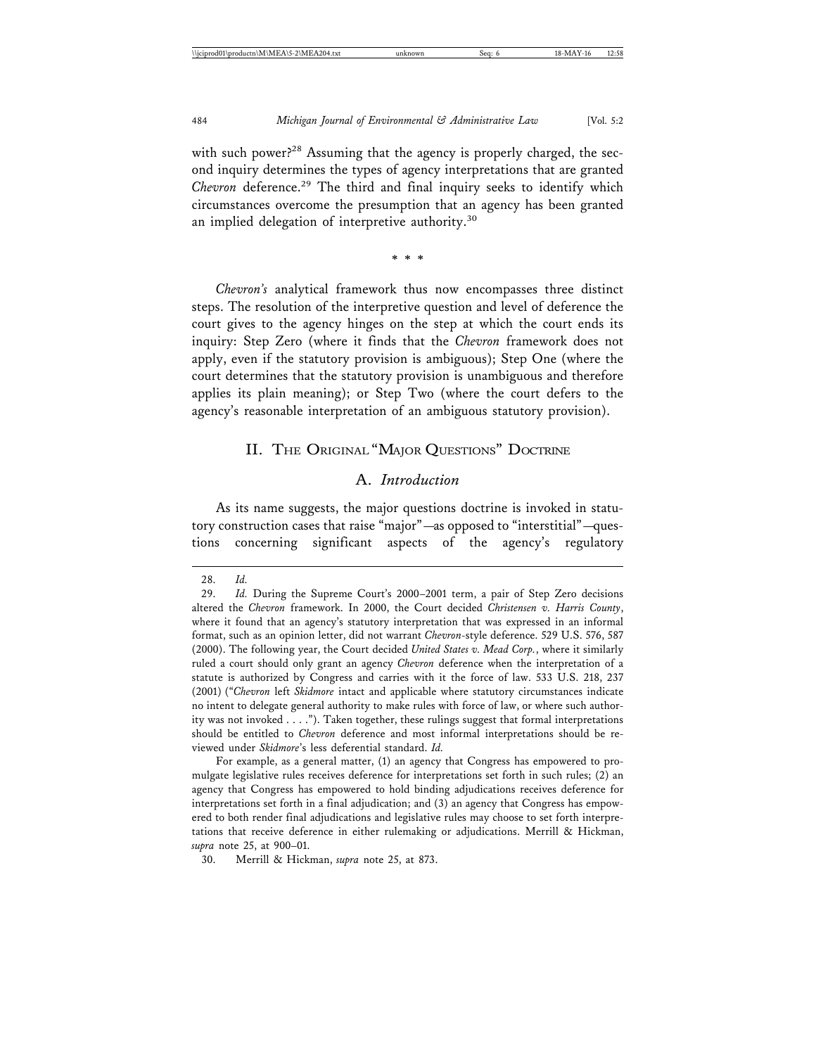with such power?[28] Assuming that the agency is properly charged, the second inquiry determines the types of agency interpretations that are granted *Chevron* deference.[29] The third and final inquiry seeks to identify which circumstances overcome the presumption that an agency has been granted an implied delegation of interpretive authority.[30]

\* \* \*

*Chevron's* analytical framework thus now encompasses three distinct steps. The resolution of the interpretive question and level of deference the court gives to the agency hinges on the step at which the court ends its inquiry: Step Zero (where it finds that the *Chevron* framework does not apply, even if the statutory provision is ambiguous); Step One (where the court determines that the statutory provision is unambiguous and therefore applies its plain meaning); or Step Two (where the court defers to the agency's reasonable interpretation of an ambiguous statutory provision).

## II. THE ORIGINAL "MAJOR QUESTIONS" DOCTRINE

### A. *Introduction*

As its name suggests, the major questions doctrine is invoked in statutory construction cases that raise "major"—as opposed to "interstitial"—questions concerning significant aspects of the agency's regulatory

---

28. *Id.*

29. *Id.* During the Supreme Court's 2000–2001 term, a pair of Step Zero decisions altered the *Chevron* framework. In 2000, the Court decided *Christensen v. Harris County*, where it found that an agency's statutory interpretation that was expressed in an informal format, such as an opinion letter, did not warrant *Chevron*-style deference. 529 U.S. 576, 587 (2000). The following year, the Court decided *United States v. Mead Corp.*, where it similarly ruled a court should only grant an agency *Chevron* deference when the interpretation of a statute is authorized by Congress and carries with it the force of law. 533 U.S. 218, 237 (2001) ("*Chevron* left *Skidmore* intact and applicable where statutory circumstances indicate no intent to delegate general authority to make rules with force of law, or where such authority was not invoked . . . ."). Taken together, these rulings suggest that formal interpretations should be entitled to *Chevron* deference and most informal interpretations should be reviewed under *Skidmore*'s less deferential standard. *Id.*

For example, as a general matter, (1) an agency that Congress has empowered to promulgate legislative rules receives deference for interpretations set forth in such rules; (2) an agency that Congress has empowered to hold binding adjudications receives deference for interpretations set forth in a final adjudication; and (3) an agency that Congress has empowered to both render final adjudications and legislative rules may choose to set forth interpretations that receive deference in either rulemaking or adjudications. Merrill & Hickman, *supra* note 25, at 900–01.

30. Merrill & Hickman, *supra* note 25, at 873.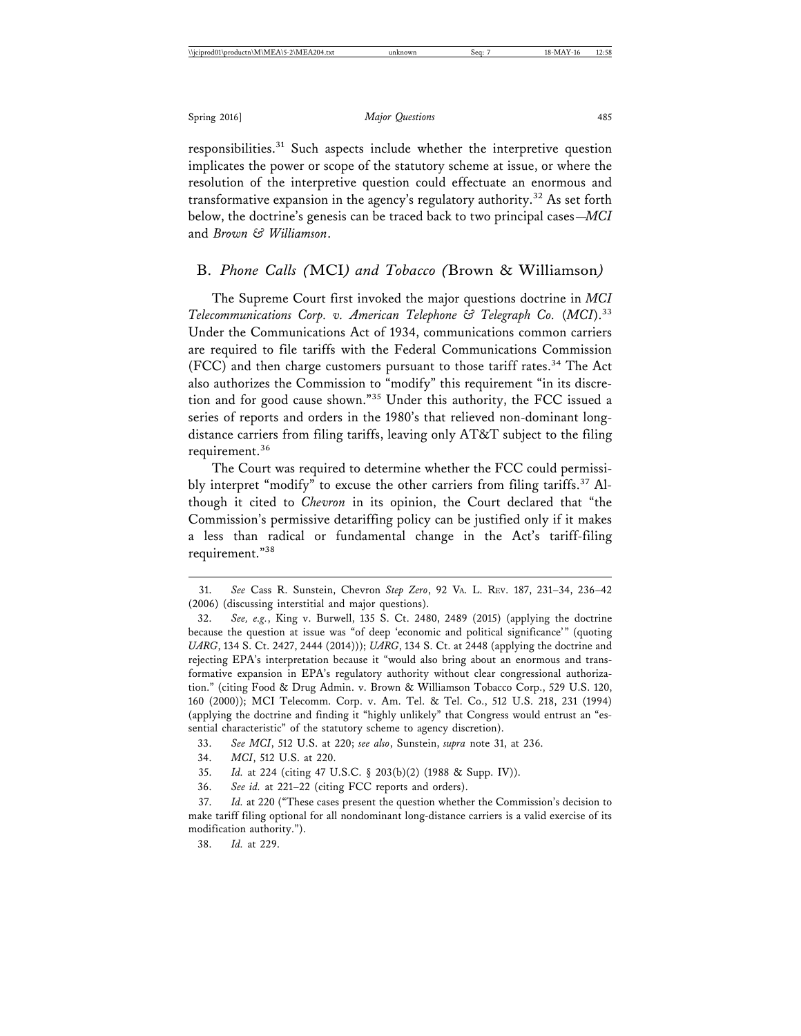responsibilities.[31] Such aspects include whether the interpretive question implicates the power or scope of the statutory scheme at issue, or where the resolution of the interpretive question could effectuate an enormous and transformative expansion in the agency's regulatory authority.[32] As set forth below, the doctrine's genesis can be traced back to two principal cases—*MCI* and *Brown & Williamson*.

## B. *Phone Calls (*MCI*) and Tobacco (*Brown & Williamson*)*

The Supreme Court first invoked the major questions doctrine in *MCI Telecommunications Corp. v. American Telephone & Telegraph Co.* (*MCI*).[33] Under the Communications Act of 1934, communications common carriers are required to file tariffs with the Federal Communications Commission (FCC) and then charge customers pursuant to those tariff rates.[34] The Act also authorizes the Commission to "modify" this requirement "in its discretion and for good cause shown."[35] Under this authority, the FCC issued a series of reports and orders in the 1980's that relieved non-dominant long-distance carriers from filing tariffs, leaving only AT&T subject to the filing requirement.[36]

The Court was required to determine whether the FCC could permissibly interpret "modify" to excuse the other carriers from filing tariffs.[37] Although it cited to *Chevron* in its opinion, the Court declared that "the Commission's permissive detariffing policy can be justified only if it makes a less than radical or fundamental change in the Act's tariff-filing requirement."[38]

---

31. *See* Cass R. Sunstein, Chevron *Step Zero*, 92 VA. L. REV. 187, 231–34, 236–42 (2006) (discussing interstitial and major questions).

32. *See, e.g.*, King v. Burwell, 135 S. Ct. 2480, 2489 (2015) (applying the doctrine because the question at issue was "of deep 'economic and political significance'" (quoting *UARG*, 134 S. Ct. 2427, 2444 (2014))); *UARG*, 134 S. Ct. at 2448 (applying the doctrine and rejecting EPA's interpretation because it "would also bring about an enormous and transformative expansion in EPA's regulatory authority without clear congressional authorization." (citing Food & Drug Admin. v. Brown & Williamson Tobacco Corp., 529 U.S. 120, 160 (2000)); MCI Telecomm. Corp. v. Am. Tel. & Tel. Co., 512 U.S. 218, 231 (1994) (applying the doctrine and finding it "highly unlikely" that Congress would entrust an "essential characteristic" of the statutory scheme to agency discretion).

33. *See MCI*, 512 U.S. at 220; *see also*, Sunstein, *supra* note 31, at 236.

34. *MCI*, 512 U.S. at 220.

35. *Id.* at 224 (citing 47 U.S.C. § 203(b)(2) (1988 & Supp. IV)).

36. *See id.* at 221–22 (citing FCC reports and orders).

37. *Id.* at 220 ("These cases present the question whether the Commission's decision to make tariff filing optional for all nondominant long-distance carriers is a valid exercise of its modification authority.").

38. *Id.* at 229.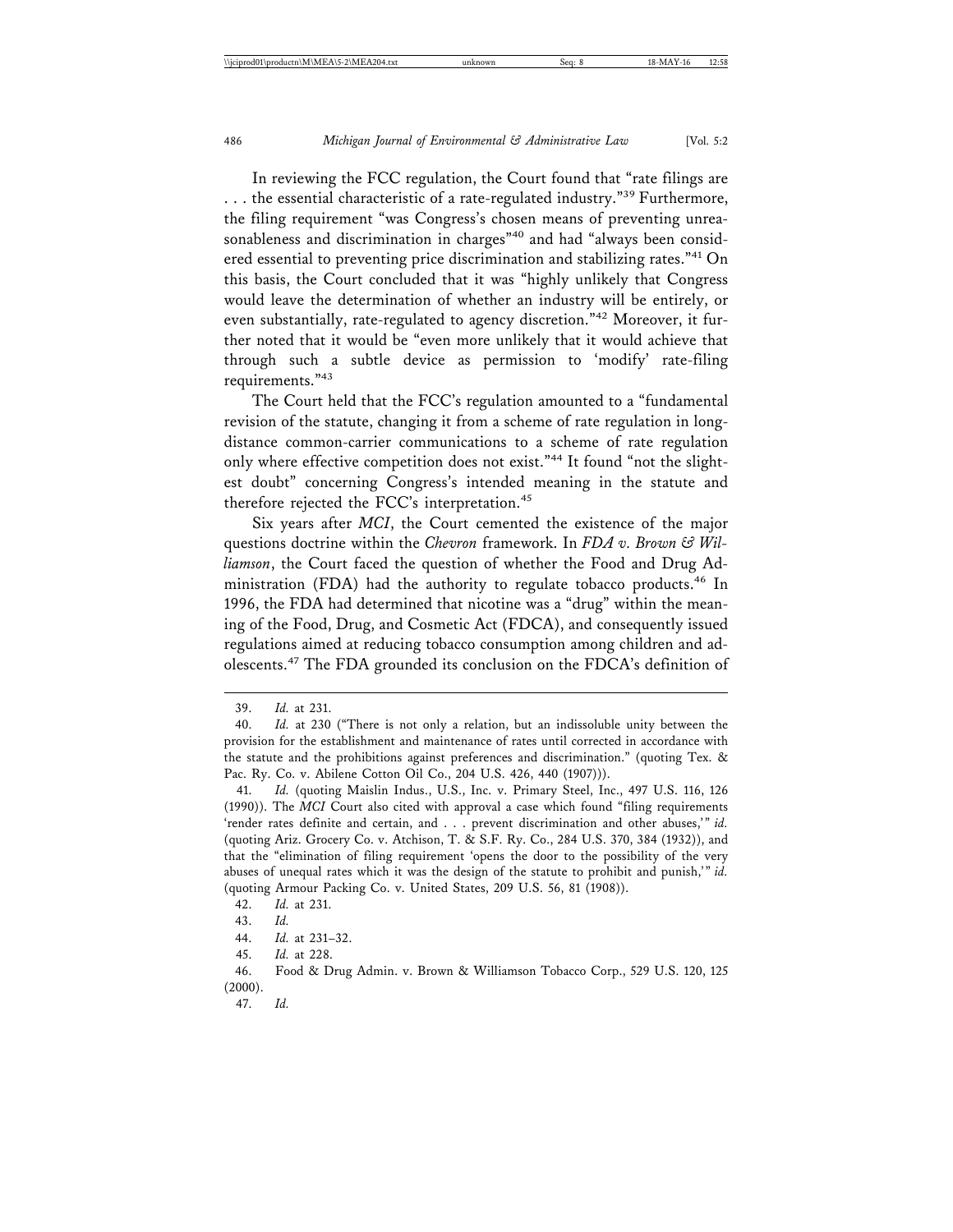In reviewing the FCC regulation, the Court found that "rate filings are . . . the essential characteristic of a rate-regulated industry."[39] Furthermore, the filing requirement "was Congress's chosen means of preventing unreasonableness and discrimination in charges"[40] and had "always been considered essential to preventing price discrimination and stabilizing rates."[41] On this basis, the Court concluded that it was "highly unlikely that Congress would leave the determination of whether an industry will be entirely, or even substantially, rate-regulated to agency discretion."[42] Moreover, it further noted that it would be "even more unlikely that it would achieve that through such a subtle device as permission to 'modify' rate-filing requirements."[43]

The Court held that the FCC's regulation amounted to a "fundamental revision of the statute, changing it from a scheme of rate regulation in long-distance common-carrier communications to a scheme of rate regulation only where effective competition does not exist."[44] It found "not the slightest doubt" concerning Congress's intended meaning in the statute and therefore rejected the FCC's interpretation.[45]

Six years after *MCI*, the Court cemented the existence of the major questions doctrine within the *Chevron* framework. In *FDA v. Brown & Williamson*, the Court faced the question of whether the Food and Drug Administration (FDA) had the authority to regulate tobacco products.[46] In 1996, the FDA had determined that nicotine was a "drug" within the meaning of the Food, Drug, and Cosmetic Act (FDCA), and consequently issued regulations aimed at reducing tobacco consumption among children and adolescents.[47] The FDA grounded its conclusion on the FDCA's definition of

---

39. *Id.* at 231.

40. *Id.* at 230 ("There is not only a relation, but an indissoluble unity between the provision for the establishment and maintenance of rates until corrected in accordance with the statute and the prohibitions against preferences and discrimination." (quoting Tex. & Pac. Ry. Co. v. Abilene Cotton Oil Co., 204 U.S. 426, 440 (1907))).

41. *Id.* (quoting Maislin Indus., U.S., Inc. v. Primary Steel, Inc., 497 U.S. 116, 126 (1990)). The *MCI* Court also cited with approval a case which found "filing requirements 'render rates definite and certain, and . . . prevent discrimination and other abuses,'" *id.* (quoting Ariz. Grocery Co. v. Atchison, T. & S.F. Ry. Co., 284 U.S. 370, 384 (1932)), and that the "elimination of filing requirement 'opens the door to the possibility of the very abuses of unequal rates which it was the design of the statute to prohibit and punish,'" *id.* (quoting Armour Packing Co. v. United States, 209 U.S. 56, 81 (1908)).

42. *Id.* at 231.

43. *Id.*

44. *Id.* at 231–32.

45. *Id.* at 228.

46. Food & Drug Admin. v. Brown & Williamson Tobacco Corp., 529 U.S. 120, 125 (2000).

47. *Id.*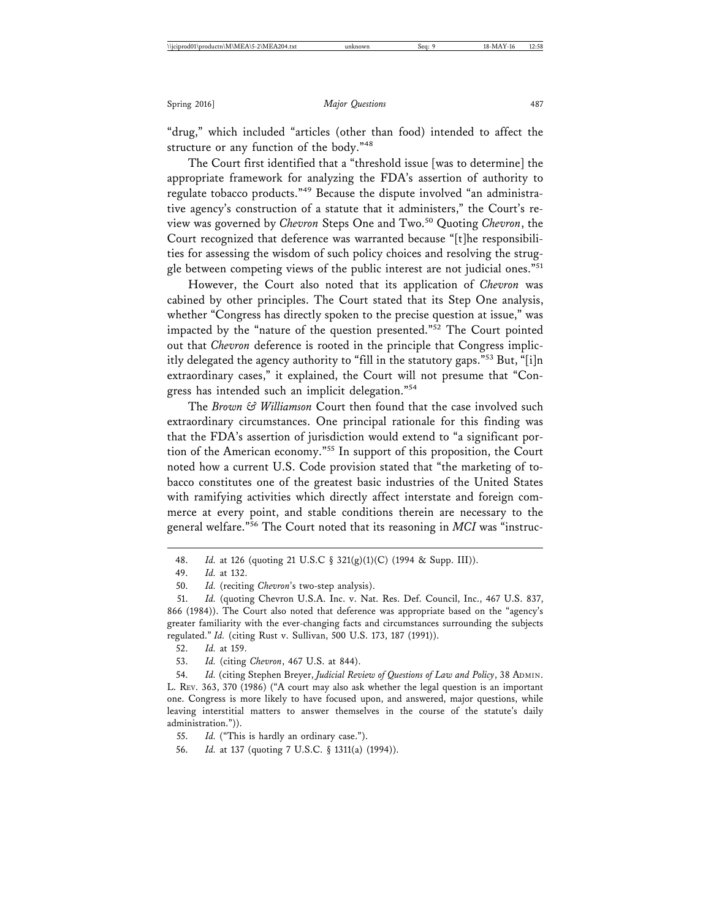"drug," which included "articles (other than food) intended to affect the structure or any function of the body."[48]

The Court first identified that a "threshold issue [was to determine] the appropriate framework for analyzing the FDA's assertion of authority to regulate tobacco products."[49] Because the dispute involved "an administrative agency's construction of a statute that it administers," the Court's review was governed by *Chevron* Steps One and Two.[50] Quoting *Chevron*, the Court recognized that deference was warranted because "[t]he responsibilities for assessing the wisdom of such policy choices and resolving the struggle between competing views of the public interest are not judicial ones."[51]

However, the Court also noted that its application of *Chevron* was cabined by other principles. The Court stated that its Step One analysis, whether "Congress has directly spoken to the precise question at issue," was impacted by the "nature of the question presented."[52] The Court pointed out that *Chevron* deference is rooted in the principle that Congress implicitly delegated the agency authority to "fill in the statutory gaps."[53] But, "[i]n extraordinary cases," it explained, the Court will not presume that "Congress has intended such an implicit delegation."[54]

The *Brown & Williamson* Court then found that the case involved such extraordinary circumstances. One principal rationale for this finding was that the FDA's assertion of jurisdiction would extend to "a significant portion of the American economy."[55] In support of this proposition, the Court noted how a current U.S. Code provision stated that "the marketing of tobacco constitutes one of the greatest basic industries of the United States with ramifying activities which directly affect interstate and foreign commerce at every point, and stable conditions therein are necessary to the general welfare."[56] The Court noted that its reasoning in *MCI* was "instruc-

---

48. *Id.* at 126 (quoting 21 U.S.C § 321(g)(1)(C) (1994 & Supp. III)).

49. *Id.* at 132.

50. *Id.* (reciting *Chevron*'s two-step analysis).

51. *Id.* (quoting Chevron U.S.A. Inc. v. Nat. Res. Def. Council, Inc., 467 U.S. 837, 866 (1984)). The Court also noted that deference was appropriate based on the "agency's greater familiarity with the ever-changing facts and circumstances surrounding the subjects regulated." *Id.* (citing Rust v. Sullivan, 500 U.S. 173, 187 (1991)).

52. *Id.* at 159.

53. *Id.* (citing *Chevron*, 467 U.S. at 844).

54. *Id.* (citing Stephen Breyer, *Judicial Review of Questions of Law and Policy*, 38 ADMIN. L. REV. 363, 370 (1986) ("A court may also ask whether the legal question is an important one. Congress is more likely to have focused upon, and answered, major questions, while leaving interstitial matters to answer themselves in the course of the statute's daily administration.")).

55. *Id.* ("This is hardly an ordinary case.").

56. *Id.* at 137 (quoting 7 U.S.C. § 1311(a) (1994)).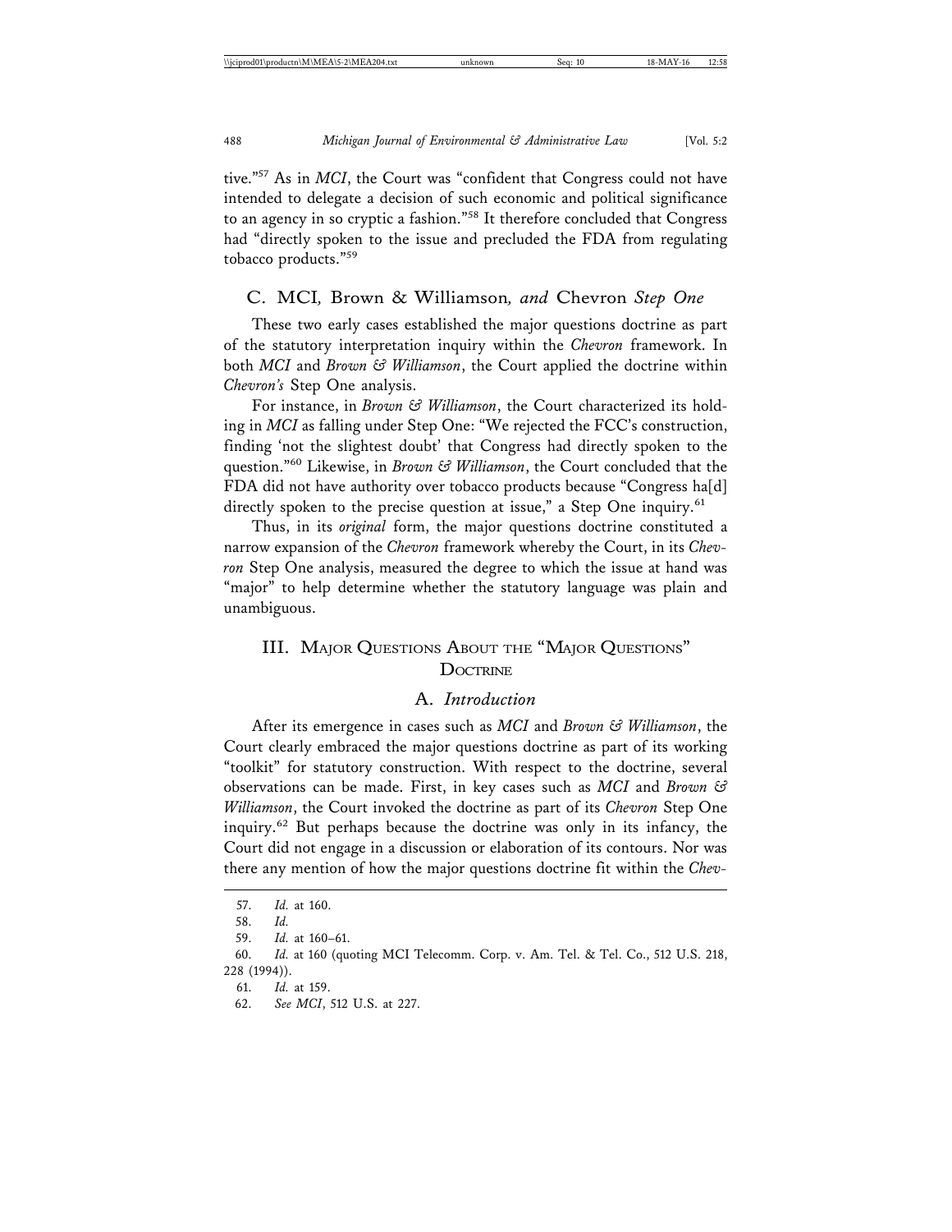tive."[57] As in *MCI*, the Court was "confident that Congress could not have intended to delegate a decision of such economic and political significance to an agency in so cryptic a fashion."[58] It therefore concluded that Congress had "directly spoken to the issue and precluded the FDA from regulating tobacco products."[59]

### C. MCI*,* Brown & Williamson*, and* Chevron *Step One*

These two early cases established the major questions doctrine as part of the statutory interpretation inquiry within the *Chevron* framework. In both *MCI* and *Brown & Williamson*, the Court applied the doctrine within *Chevron's* Step One analysis.

For instance, in *Brown & Williamson*, the Court characterized its holding in *MCI* as falling under Step One: "We rejected the FCC's construction, finding 'not the slightest doubt' that Congress had directly spoken to the question."[60] Likewise, in *Brown & Williamson*, the Court concluded that the FDA did not have authority over tobacco products because "Congress ha[d] directly spoken to the precise question at issue," a Step One inquiry.[61]

Thus, in its *original* form, the major questions doctrine constituted a narrow expansion of the *Chevron* framework whereby the Court, in its *Chevron* Step One analysis, measured the degree to which the issue at hand was "major" to help determine whether the statutory language was plain and unambiguous.

## III. Major Questions About the "Major Questions" Doctrine

### A. *Introduction*

After its emergence in cases such as *MCI* and *Brown & Williamson*, the Court clearly embraced the major questions doctrine as part of its working "toolkit" for statutory construction. With respect to the doctrine, several observations can be made. First, in key cases such as *MCI* and *Brown & Williamson*, the Court invoked the doctrine as part of its *Chevron* Step One inquiry.[62] But perhaps because the doctrine was only in its infancy, the Court did not engage in a discussion or elaboration of its contours. Nor was there any mention of how the major questions doctrine fit within the *Chev-*

57. *Id.* at 160.

58. *Id.*

59. *Id.* at 160–61.

60. *Id.* at 160 (quoting MCI Telecomm. Corp. v. Am. Tel. & Tel. Co., 512 U.S. 218, 228 (1994)).

61. *Id.* at 159.

62. *See MCI*, 512 U.S. at 227.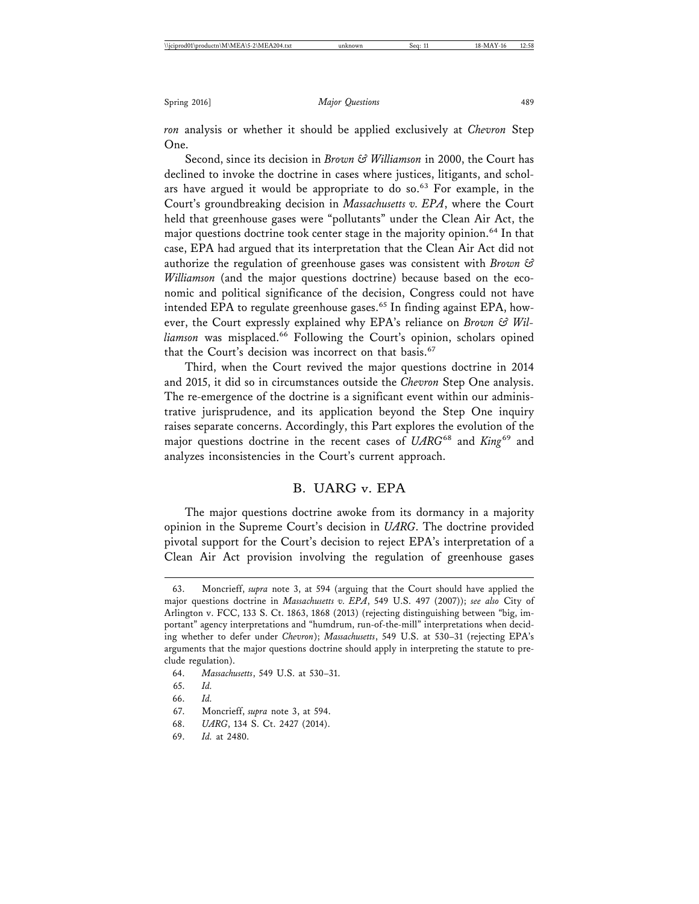*ron* analysis or whether it should be applied exclusively at *Chevron* Step One.

Second, since its decision in *Brown & Williamson* in 2000, the Court has declined to invoke the doctrine in cases where justices, litigants, and scholars have argued it would be appropriate to do so.[63] For example, in the Court's groundbreaking decision in *Massachusetts v. EPA*, where the Court held that greenhouse gases were "pollutants" under the Clean Air Act, the major questions doctrine took center stage in the majority opinion.[64] In that case, EPA had argued that its interpretation that the Clean Air Act did not authorize the regulation of greenhouse gases was consistent with *Brown & Williamson* (and the major questions doctrine) because based on the economic and political significance of the decision, Congress could not have intended EPA to regulate greenhouse gases.[65] In finding against EPA, however, the Court expressly explained why EPA's reliance on *Brown & Williamson* was misplaced.[66] Following the Court's opinion, scholars opined that the Court's decision was incorrect on that basis.[67]

Third, when the Court revived the major questions doctrine in 2014 and 2015, it did so in circumstances outside the *Chevron* Step One analysis. The re-emergence of the doctrine is a significant event within our administrative jurisprudence, and its application beyond the Step One inquiry raises separate concerns. Accordingly, this Part explores the evolution of the major questions doctrine in the recent cases of *UARG*[68] and *King*[69] and analyzes inconsistencies in the Court's current approach.

## B. UARG v. EPA

The major questions doctrine awoke from its dormancy in a majority opinion in the Supreme Court's decision in *UARG*. The doctrine provided pivotal support for the Court's decision to reject EPA's interpretation of a Clean Air Act provision involving the regulation of greenhouse gases

---

63. Moncrieff, *supra* note 3, at 594 (arguing that the Court should have applied the major questions doctrine in *Massachusetts v. EPA*, 549 U.S. 497 (2007)); *see also* City of Arlington v. FCC, 133 S. Ct. 1863, 1868 (2013) (rejecting distinguishing between "big, important" agency interpretations and "humdrum, run-of-the-mill" interpretations when deciding whether to defer under *Chevron*); *Massachusetts*, 549 U.S. at 530–31 (rejecting EPA's arguments that the major questions doctrine should apply in interpreting the statute to preclude regulation).

64. *Massachusetts*, 549 U.S. at 530–31.

65. *Id.*

66. *Id.*

67. Moncrieff, *supra* note 3, at 594.

68. *UARG*, 134 S. Ct. 2427 (2014).

69. *Id.* at 2480.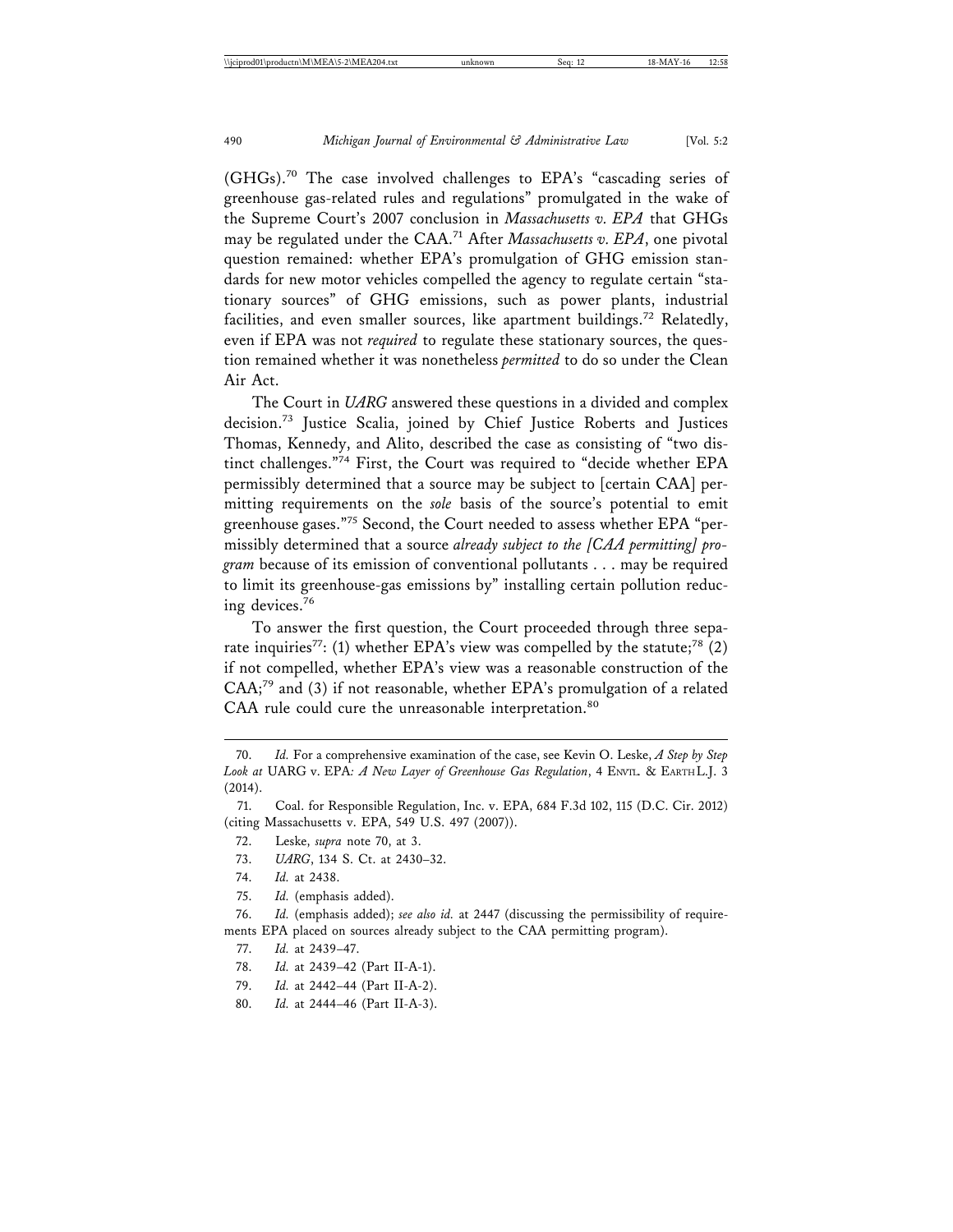(GHGs).[70] The case involved challenges to EPA's "cascading series of greenhouse gas-related rules and regulations" promulgated in the wake of the Supreme Court's 2007 conclusion in *Massachusetts v. EPA* that GHGs may be regulated under the CAA.[71] After *Massachusetts v. EPA*, one pivotal question remained: whether EPA's promulgation of GHG emission standards for new motor vehicles compelled the agency to regulate certain "stationary sources" of GHG emissions, such as power plants, industrial facilities, and even smaller sources, like apartment buildings.[72] Relatedly, even if EPA was not *required* to regulate these stationary sources, the question remained whether it was nonetheless *permitted* to do so under the Clean Air Act.

The Court in *UARG* answered these questions in a divided and complex decision.[73] Justice Scalia, joined by Chief Justice Roberts and Justices Thomas, Kennedy, and Alito, described the case as consisting of "two distinct challenges."[74] First, the Court was required to "decide whether EPA permissibly determined that a source may be subject to [certain CAA] permitting requirements on the *sole* basis of the source's potential to emit greenhouse gases."[75] Second, the Court needed to assess whether EPA "permissibly determined that a source *already subject to the [CAA permitting] program* because of its emission of conventional pollutants . . . may be required to limit its greenhouse-gas emissions by" installing certain pollution reducing devices.[76]

To answer the first question, the Court proceeded through three separate inquiries[77]: (1) whether EPA's view was compelled by the statute;[78] (2) if not compelled, whether EPA's view was a reasonable construction of the CAA;[79] and (3) if not reasonable, whether EPA's promulgation of a related CAA rule could cure the unreasonable interpretation.[80]

---

70. *Id.* For a comprehensive examination of the case, see Kevin O. Leske, *A Step by Step Look at* UARG v. EPA*: A New Layer of Greenhouse Gas Regulation*, 4 ENVTL. & EARTH L.J. 3 (2014).

71. Coal. for Responsible Regulation, Inc. v. EPA, 684 F.3d 102, 115 (D.C. Cir. 2012) (citing Massachusetts v. EPA, 549 U.S. 497 (2007)).

72. Leske, *supra* note 70, at 3.

73. *UARG*, 134 S. Ct. at 2430–32.

74. *Id.* at 2438.

75. *Id.* (emphasis added).

76. *Id.* (emphasis added); *see also id.* at 2447 (discussing the permissibility of requirements EPA placed on sources already subject to the CAA permitting program).

77. *Id.* at 2439–47.

78. *Id.* at 2439–42 (Part II-A-1).

79. *Id.* at 2442–44 (Part II-A-2).

80. *Id.* at 2444–46 (Part II-A-3).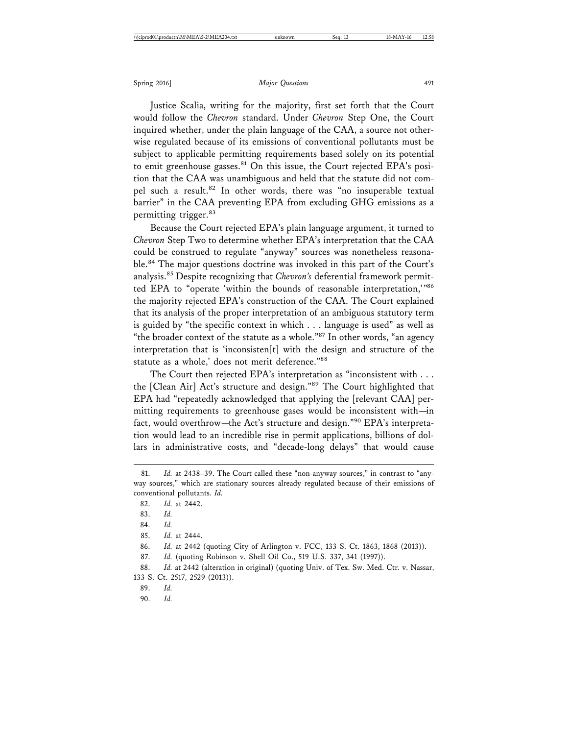Justice Scalia, writing for the majority, first set forth that the Court would follow the *Chevron* standard. Under *Chevron* Step One, the Court inquired whether, under the plain language of the CAA, a source not otherwise regulated because of its emissions of conventional pollutants must be subject to applicable permitting requirements based solely on its potential to emit greenhouse gasses.[81] On this issue, the Court rejected EPA's position that the CAA was unambiguous and held that the statute did not compel such a result.[82] In other words, there was "no insuperable textual barrier" in the CAA preventing EPA from excluding GHG emissions as a permitting trigger.[83]

Because the Court rejected EPA's plain language argument, it turned to *Chevron* Step Two to determine whether EPA's interpretation that the CAA could be construed to regulate "anyway" sources was nonetheless reasonable.[84] The major questions doctrine was invoked in this part of the Court's analysis.[85] Despite recognizing that *Chevron's* deferential framework permitted EPA to "operate 'within the bounds of reasonable interpretation,'"[86] the majority rejected EPA's construction of the CAA. The Court explained that its analysis of the proper interpretation of an ambiguous statutory term is guided by "the specific context in which . . . language is used" as well as "the broader context of the statute as a whole."[87] In other words, "an agency interpretation that is 'inconsisten[t] with the design and structure of the statute as a whole,' does not merit deference."[88]

The Court then rejected EPA's interpretation as "inconsistent with . . . the [Clean Air] Act's structure and design."[89] The Court highlighted that EPA had "repeatedly acknowledged that applying the [relevant CAA] permitting requirements to greenhouse gases would be inconsistent with—in fact, would overthrow—the Act's structure and design."[90] EPA's interpretation would lead to an incredible rise in permit applications, billions of dollars in administrative costs, and "decade-long delays" that would cause

---

81. *Id.* at 2438–39. The Court called these "non-anyway sources," in contrast to "anyway sources," which are stationary sources already regulated because of their emissions of conventional pollutants. *Id.*

82. *Id.* at 2442.

83. *Id.*

84. *Id.*

85. *Id.* at 2444.

86. *Id.* at 2442 (quoting City of Arlington v. FCC, 133 S. Ct. 1863, 1868 (2013)).

87. *Id.* (quoting Robinson v. Shell Oil Co., 519 U.S. 337, 341 (1997)).

88. *Id.* at 2442 (alteration in original) (quoting Univ. of Tex. Sw. Med. Ctr. v. Nassar, 133 S. Ct. 2517, 2529 (2013)).

89. *Id.*

90. *Id.*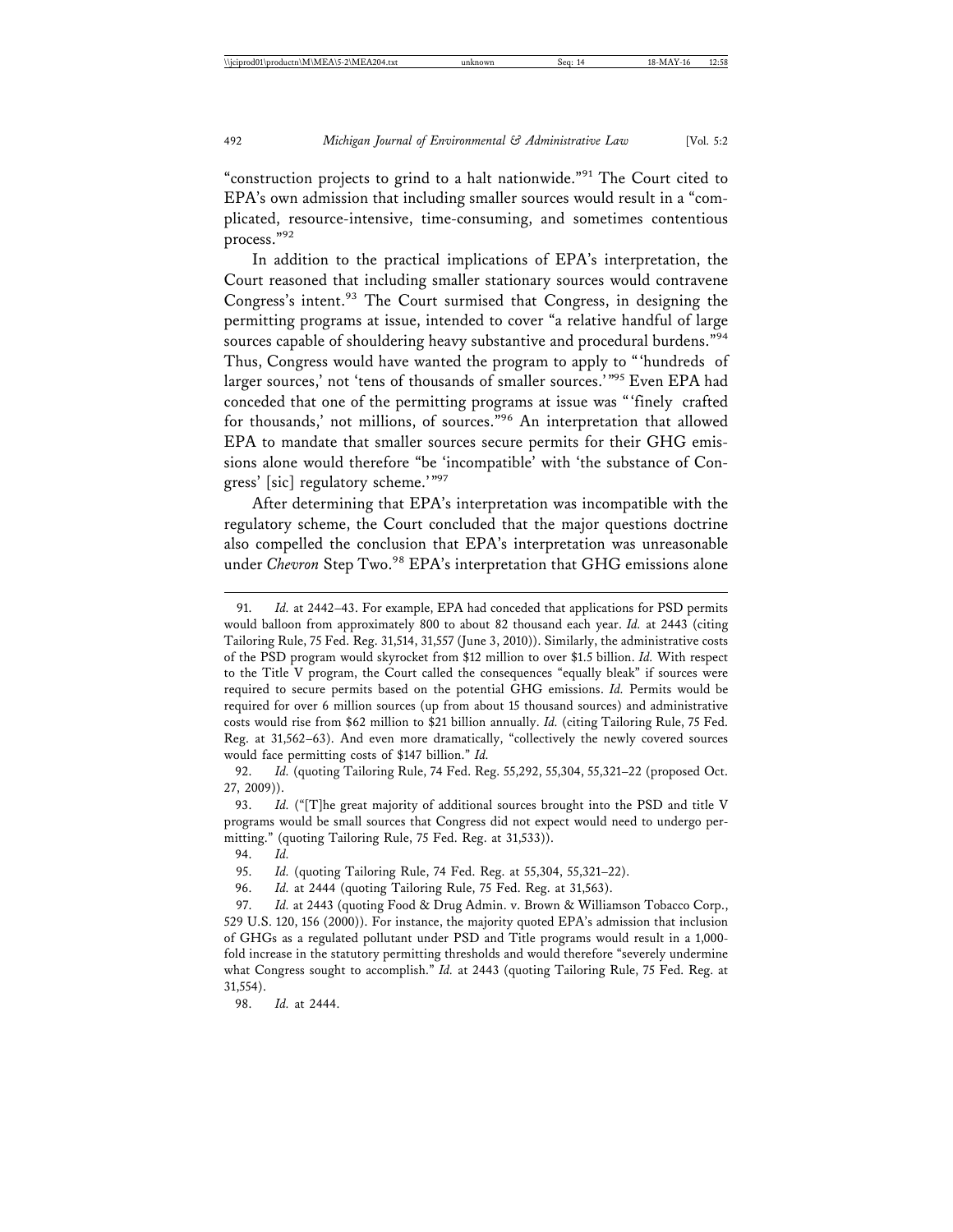"construction projects to grind to a halt nationwide."[91] The Court cited to EPA's own admission that including smaller sources would result in a "complicated, resource-intensive, time-consuming, and sometimes contentious process."[92]

In addition to the practical implications of EPA's interpretation, the Court reasoned that including smaller stationary sources would contravene Congress's intent.[93] The Court surmised that Congress, in designing the permitting programs at issue, intended to cover "a relative handful of large sources capable of shouldering heavy substantive and procedural burdens."[94] Thus, Congress would have wanted the program to apply to "'hundreds of larger sources,' not 'tens of thousands of smaller sources.'"[95] Even EPA had conceded that one of the permitting programs at issue was "'finely crafted for thousands,' not millions, of sources."[96] An interpretation that allowed EPA to mandate that smaller sources secure permits for their GHG emissions alone would therefore "be 'incompatible' with 'the substance of Congress' [sic] regulatory scheme.'"[97]

After determining that EPA's interpretation was incompatible with the regulatory scheme, the Court concluded that the major questions doctrine also compelled the conclusion that EPA's interpretation was unreasonable under *Chevron* Step Two.[98] EPA's interpretation that GHG emissions alone

---

91. *Id.* at 2442–43. For example, EPA had conceded that applications for PSD permits would balloon from approximately 800 to about 82 thousand each year. *Id.* at 2443 (citing Tailoring Rule, 75 Fed. Reg. 31,514, 31,557 (June 3, 2010)). Similarly, the administrative costs of the PSD program would skyrocket from $12 million to over $1.5 billion. *Id.* With respect to the Title V program, the Court called the consequences "equally bleak" if sources were required to secure permits based on the potential GHG emissions. *Id.* Permits would be required for over 6 million sources (up from about 15 thousand sources) and administrative costs would rise from $62 million to $21 billion annually. *Id.* (citing Tailoring Rule, 75 Fed. Reg. at 31,562–63). And even more dramatically, "collectively the newly covered sources would face permitting costs of $147 billion." *Id.*

92. *Id.* (quoting Tailoring Rule, 74 Fed. Reg. 55,292, 55,304, 55,321–22 (proposed Oct. 27, 2009)).

93. *Id.* ("[T]he great majority of additional sources brought into the PSD and title V programs would be small sources that Congress did not expect would need to undergo permitting." (quoting Tailoring Rule, 75 Fed. Reg. at 31,533)).

94. *Id.*

95. *Id.* (quoting Tailoring Rule, 74 Fed. Reg. at 55,304, 55,321–22).

96. *Id.* at 2444 (quoting Tailoring Rule, 75 Fed. Reg. at 31,563).

97. *Id.* at 2443 (quoting Food & Drug Admin. v. Brown & Williamson Tobacco Corp., 529 U.S. 120, 156 (2000)). For instance, the majority quoted EPA's admission that inclusion of GHGs as a regulated pollutant under PSD and Title programs would result in a 1,000-fold increase in the statutory permitting thresholds and would therefore "severely undermine what Congress sought to accomplish." *Id.* at 2443 (quoting Tailoring Rule, 75 Fed. Reg. at 31,554).

98. *Id.* at 2444.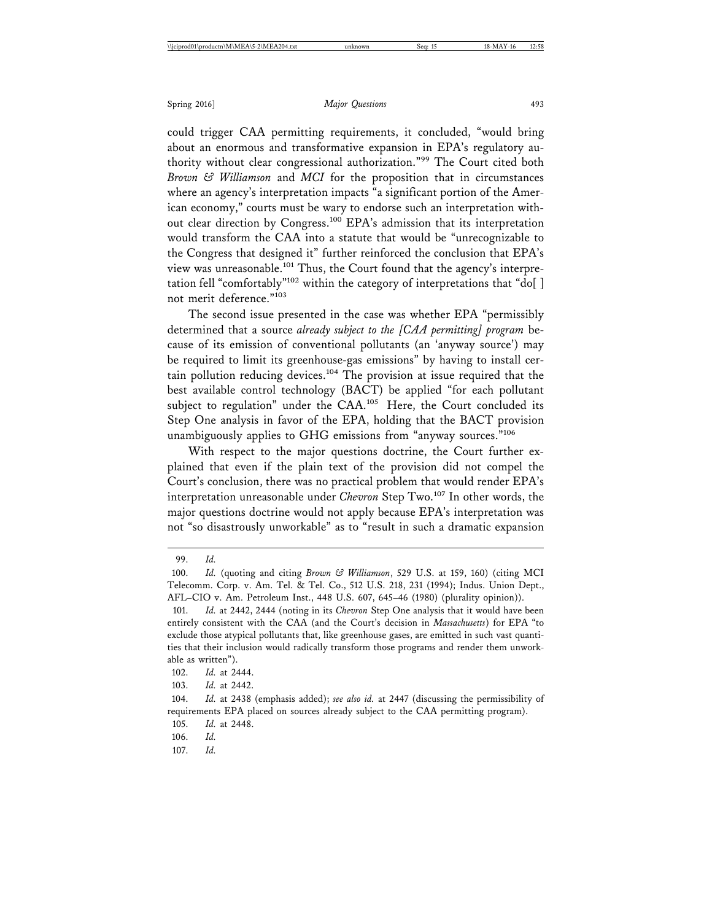could trigger CAA permitting requirements, it concluded, "would bring about an enormous and transformative expansion in EPA's regulatory authority without clear congressional authorization."[99] The Court cited both *Brown & Williamson* and *MCI* for the proposition that in circumstances where an agency's interpretation impacts "a significant portion of the American economy," courts must be wary to endorse such an interpretation without clear direction by Congress.[100] EPA's admission that its interpretation would transform the CAA into a statute that would be "unrecognizable to the Congress that designed it" further reinforced the conclusion that EPA's view was unreasonable.[101] Thus, the Court found that the agency's interpretation fell "comfortably"[102] within the category of interpretations that "do[ ] not merit deference."[103]

The second issue presented in the case was whether EPA "permissibly determined that a source *already subject to the [CAA permitting] program* because of its emission of conventional pollutants (an 'anyway source') may be required to limit its greenhouse-gas emissions" by having to install certain pollution reducing devices.[104] The provision at issue required that the best available control technology (BACT) be applied "for each pollutant subject to regulation" under the CAA.[105] Here, the Court concluded its Step One analysis in favor of the EPA, holding that the BACT provision unambiguously applies to GHG emissions from "anyway sources."[106]

With respect to the major questions doctrine, the Court further explained that even if the plain text of the provision did not compel the Court's conclusion, there was no practical problem that would render EPA's interpretation unreasonable under *Chevron* Step Two.[107] In other words, the major questions doctrine would not apply because EPA's interpretation was not "so disastrously unworkable" as to "result in such a dramatic expansion

---

99. *Id.*

100. *Id.* (quoting and citing *Brown & Williamson*, 529 U.S. at 159, 160) (citing MCI Telecomm. Corp. v. Am. Tel. & Tel. Co., 512 U.S. 218, 231 (1994); Indus. Union Dept., AFL–CIO v. Am. Petroleum Inst., 448 U.S. 607, 645–46 (1980) (plurality opinion)).

101. *Id.* at 2442, 2444 (noting in its *Chevron* Step One analysis that it would have been entirely consistent with the CAA (and the Court's decision in *Massachusetts*) for EPA "to exclude those atypical pollutants that, like greenhouse gases, are emitted in such vast quantities that their inclusion would radically transform those programs and render them unworkable as written").

102. *Id.* at 2444.

103. *Id.* at 2442.

104. *Id.* at 2438 (emphasis added); *see also id.* at 2447 (discussing the permissibility of requirements EPA placed on sources already subject to the CAA permitting program).

105. *Id.* at 2448.

106. *Id.*

107. *Id.*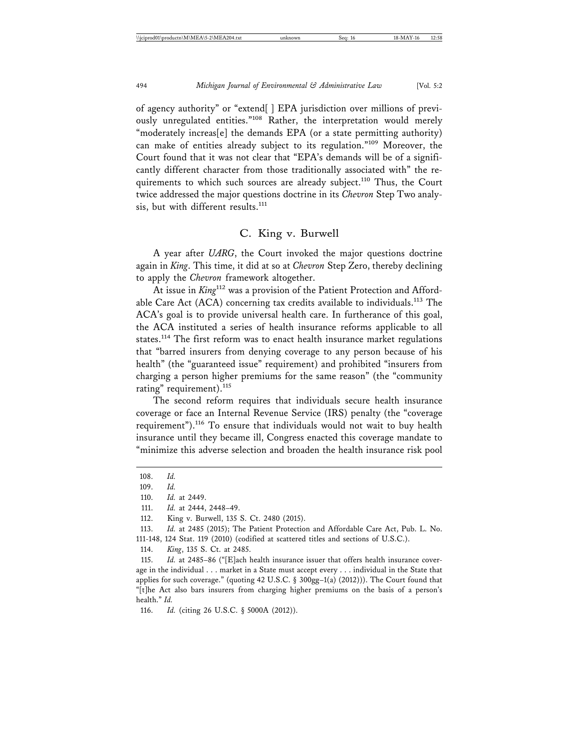of agency authority" or "extend[ ] EPA jurisdiction over millions of previously unregulated entities."[108] Rather, the interpretation would merely "moderately increas[e] the demands EPA (or a state permitting authority) can make of entities already subject to its regulation."[109] Moreover, the Court found that it was not clear that "EPA's demands will be of a significantly different character from those traditionally associated with" the requirements to which such sources are already subject.[110] Thus, the Court twice addressed the major questions doctrine in its *Chevron* Step Two analysis, but with different results.[111]

## C. King v. Burwell

A year after *UARG*, the Court invoked the major questions doctrine again in *King*. This time, it did at so at *Chevron* Step Zero, thereby declining to apply the *Chevron* framework altogether.

At issue in *King*[112] was a provision of the Patient Protection and Affordable Care Act (ACA) concerning tax credits available to individuals.[113] The ACA's goal is to provide universal health care. In furtherance of this goal, the ACA instituted a series of health insurance reforms applicable to all states.[114] The first reform was to enact health insurance market regulations that "barred insurers from denying coverage to any person because of his health" (the "guaranteed issue" requirement) and prohibited "insurers from charging a person higher premiums for the same reason" (the "community rating" requirement).[115]

The second reform requires that individuals secure health insurance coverage or face an Internal Revenue Service (IRS) penalty (the "coverage requirement").[116] To ensure that individuals would not wait to buy health insurance until they became ill, Congress enacted this coverage mandate to "minimize this adverse selection and broaden the health insurance risk pool

---

108. *Id.*

109. *Id.*

110. *Id.* at 2449.

111. *Id.* at 2444, 2448–49.

112. King v. Burwell, 135 S. Ct. 2480 (2015).

113. *Id.* at 2485 (2015); The Patient Protection and Affordable Care Act, Pub. L. No. 111-148, 124 Stat. 119 (2010) (codified at scattered titles and sections of U.S.C.).

114. *King*, 135 S. Ct. at 2485.

115. *Id.* at 2485–86 ("[E]ach health insurance issuer that offers health insurance coverage in the individual . . . market in a State must accept every . . . individual in the State that applies for such coverage." (quoting 42 U.S.C. § 300gg–1(a) (2012))). The Court found that "[t]he Act also bars insurers from charging higher premiums on the basis of a person's health." *Id.*

116. *Id.* (citing 26 U.S.C. § 5000A (2012)).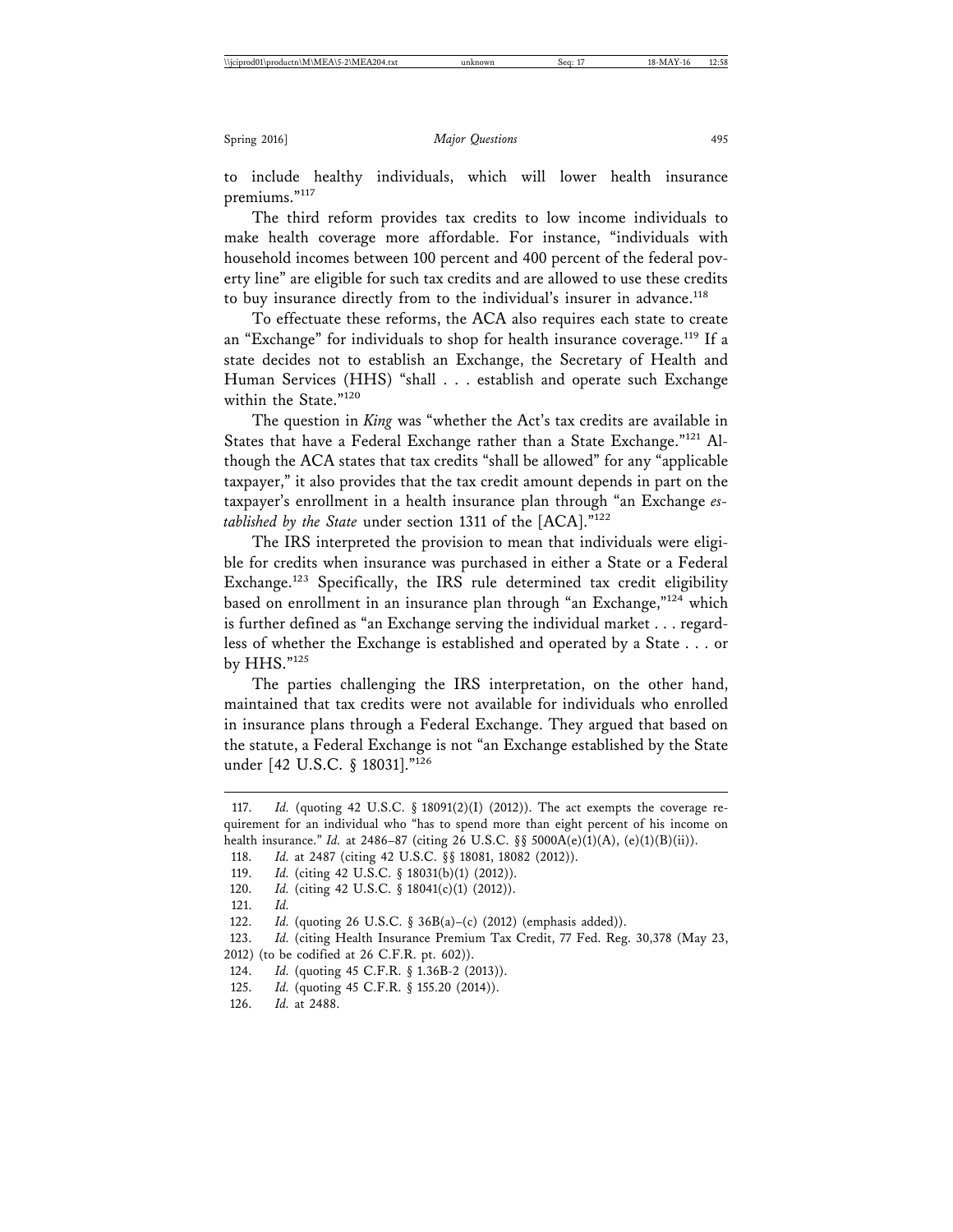to include healthy individuals, which will lower health insurance premiums."[117]

The third reform provides tax credits to low income individuals to make health coverage more affordable. For instance, "individuals with household incomes between 100 percent and 400 percent of the federal poverty line" are eligible for such tax credits and are allowed to use these credits to buy insurance directly from to the individual's insurer in advance.[118]

To effectuate these reforms, the ACA also requires each state to create an "Exchange" for individuals to shop for health insurance coverage.[119] If a state decides not to establish an Exchange, the Secretary of Health and Human Services (HHS) "shall . . . establish and operate such Exchange within the State."[120]

The question in *King* was "whether the Act's tax credits are available in States that have a Federal Exchange rather than a State Exchange."[121] Although the ACA states that tax credits "shall be allowed" for any "applicable taxpayer," it also provides that the tax credit amount depends in part on the taxpayer's enrollment in a health insurance plan through "an Exchange *established by the State* under section 1311 of the [ACA]."[122]

The IRS interpreted the provision to mean that individuals were eligible for credits when insurance was purchased in either a State or a Federal Exchange.[123] Specifically, the IRS rule determined tax credit eligibility based on enrollment in an insurance plan through "an Exchange,"[124] which is further defined as "an Exchange serving the individual market . . . regardless of whether the Exchange is established and operated by a State . . . or by HHS."[125]

The parties challenging the IRS interpretation, on the other hand, maintained that tax credits were not available for individuals who enrolled in insurance plans through a Federal Exchange. They argued that based on the statute, a Federal Exchange is not "an Exchange established by the State under [42 U.S.C. § 18031]."[126]

---

117. *Id.* (quoting 42 U.S.C. § 18091(2)(I) (2012)). The act exempts the coverage requirement for an individual who "has to spend more than eight percent of his income on health insurance." *Id.* at 2486–87 (citing 26 U.S.C. §§ 5000A(e)(1)(A), (e)(1)(B)(ii)).

118. *Id.* at 2487 (citing 42 U.S.C. §§ 18081, 18082 (2012)).

119. *Id.* (citing 42 U.S.C. § 18031(b)(1) (2012)).

120. *Id.* (citing 42 U.S.C. § 18041(c)(1) (2012)).

121. *Id.*

122. *Id.* (quoting 26 U.S.C. § 36B(a)–(c) (2012) (emphasis added)).

123. *Id.* (citing Health Insurance Premium Tax Credit, 77 Fed. Reg. 30,378 (May 23, 2012) (to be codified at 26 C.F.R. pt. 602)).

124. *Id.* (quoting 45 C.F.R. § 1.36B-2 (2013)).

125. *Id.* (quoting 45 C.F.R. § 155.20 (2014)).

126. *Id.* at 2488.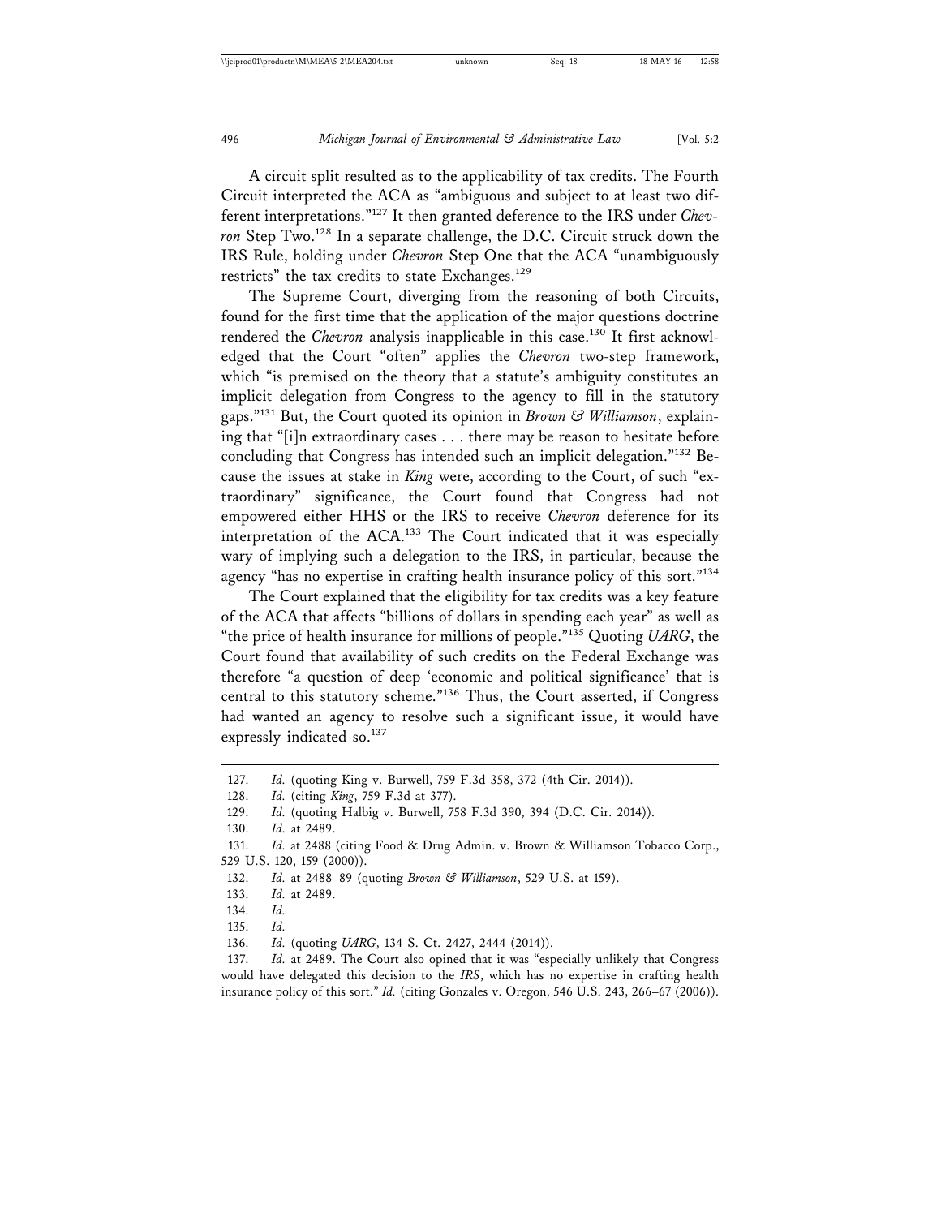A circuit split resulted as to the applicability of tax credits. The Fourth Circuit interpreted the ACA as "ambiguous and subject to at least two different interpretations."[127] It then granted deference to the IRS under *Chevron* Step Two.[128] In a separate challenge, the D.C. Circuit struck down the IRS Rule, holding under *Chevron* Step One that the ACA "unambiguously restricts" the tax credits to state Exchanges.[129]

The Supreme Court, diverging from the reasoning of both Circuits, found for the first time that the application of the major questions doctrine rendered the *Chevron* analysis inapplicable in this case.[130] It first acknowledged that the Court "often" applies the *Chevron* two-step framework, which "is premised on the theory that a statute's ambiguity constitutes an implicit delegation from Congress to the agency to fill in the statutory gaps."[131] But, the Court quoted its opinion in *Brown & Williamson*, explaining that "[i]n extraordinary cases . . . there may be reason to hesitate before concluding that Congress has intended such an implicit delegation."[132] Because the issues at stake in *King* were, according to the Court, of such "extraordinary" significance, the Court found that Congress had not empowered either HHS or the IRS to receive *Chevron* deference for its interpretation of the ACA.[133] The Court indicated that it was especially wary of implying such a delegation to the IRS, in particular, because the agency "has no expertise in crafting health insurance policy of this sort."[134]

The Court explained that the eligibility for tax credits was a key feature of the ACA that affects "billions of dollars in spending each year" as well as "the price of health insurance for millions of people."[135] Quoting *UARG*, the Court found that availability of such credits on the Federal Exchange was therefore "a question of deep 'economic and political significance' that is central to this statutory scheme."[136] Thus, the Court asserted, if Congress had wanted an agency to resolve such a significant issue, it would have expressly indicated so.[137]

---

127. *Id.* (quoting King v. Burwell, 759 F.3d 358, 372 (4th Cir. 2014)).

128. *Id.* (citing *King*, 759 F.3d at 377).

129. *Id.* (quoting Halbig v. Burwell, 758 F.3d 390, 394 (D.C. Cir. 2014)).

130. *Id.* at 2489.

131. *Id.* at 2488 (citing Food & Drug Admin. v. Brown & Williamson Tobacco Corp., 529 U.S. 120, 159 (2000)).

132. *Id.* at 2488–89 (quoting *Brown & Williamson*, 529 U.S. at 159).

133. *Id.* at 2489.

134. *Id.*

135. *Id.*

136. *Id.* (quoting *UARG*, 134 S. Ct. 2427, 2444 (2014)).

137. *Id.* at 2489. The Court also opined that it was "especially unlikely that Congress would have delegated this decision to the *IRS*, which has no expertise in crafting health insurance policy of this sort." *Id.* (citing Gonzales v. Oregon, 546 U.S. 243, 266–67 (2006)).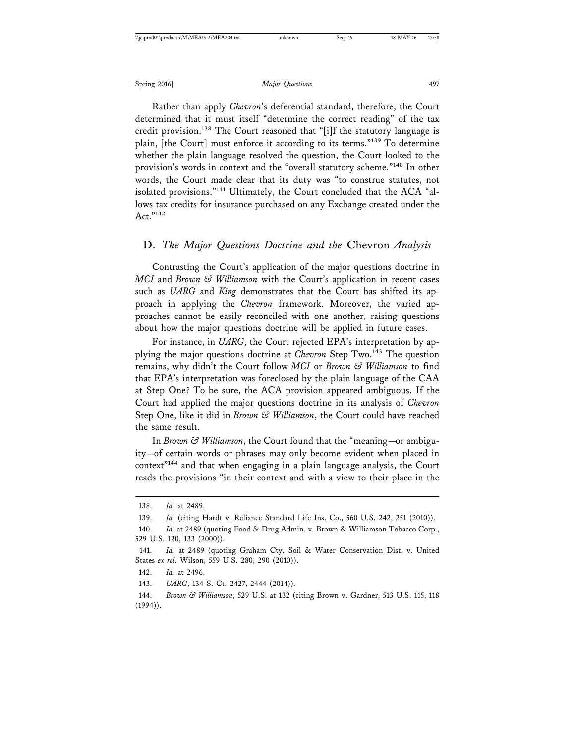Rather than apply *Chevron*'s deferential standard, therefore, the Court determined that it must itself "determine the correct reading" of the tax credit provision.[138] The Court reasoned that "[i]f the statutory language is plain, [the Court] must enforce it according to its terms."[139] To determine whether the plain language resolved the question, the Court looked to the provision's words in context and the "overall statutory scheme."[140] In other words, the Court made clear that its duty was "to construe statutes, not isolated provisions."[141] Ultimately, the Court concluded that the ACA "allows tax credits for insurance purchased on any Exchange created under the Act."[142]

## D. *The Major Questions Doctrine and the* Chevron *Analysis*

Contrasting the Court's application of the major questions doctrine in *MCI* and *Brown & Williamson* with the Court's application in recent cases such as *UARG* and *King* demonstrates that the Court has shifted its approach in applying the *Chevron* framework. Moreover, the varied approaches cannot be easily reconciled with one another, raising questions about how the major questions doctrine will be applied in future cases.

For instance, in *UARG*, the Court rejected EPA's interpretation by applying the major questions doctrine at *Chevron* Step Two.[143] The question remains, why didn't the Court follow *MCI* or *Brown & Williamson* to find that EPA's interpretation was foreclosed by the plain language of the CAA at Step One? To be sure, the ACA provision appeared ambiguous. If the Court had applied the major questions doctrine in its analysis of *Chevron* Step One, like it did in *Brown & Williamson*, the Court could have reached the same result.

In *Brown & Williamson*, the Court found that the "meaning—or ambiguity—of certain words or phrases may only become evident when placed in context"[144] and that when engaging in a plain language analysis, the Court reads the provisions "in their context and with a view to their place in the

---

138. *Id.* at 2489.

139. *Id.* (citing Hardt v. Reliance Standard Life Ins. Co., 560 U.S. 242, 251 (2010)).

140. *Id.* at 2489 (quoting Food & Drug Admin. v. Brown & Williamson Tobacco Corp., 529 U.S. 120, 133 (2000)).

141. *Id.* at 2489 (quoting Graham Cty. Soil & Water Conservation Dist. v. United States *ex rel.* Wilson, 559 U.S. 280, 290 (2010)).

142. *Id.* at 2496.

143. *UARG*, 134 S. Ct. 2427, 2444 (2014)).

144. *Brown & Williamson*, 529 U.S. at 132 (citing Brown v. Gardner, 513 U.S. 115, 118 (1994)).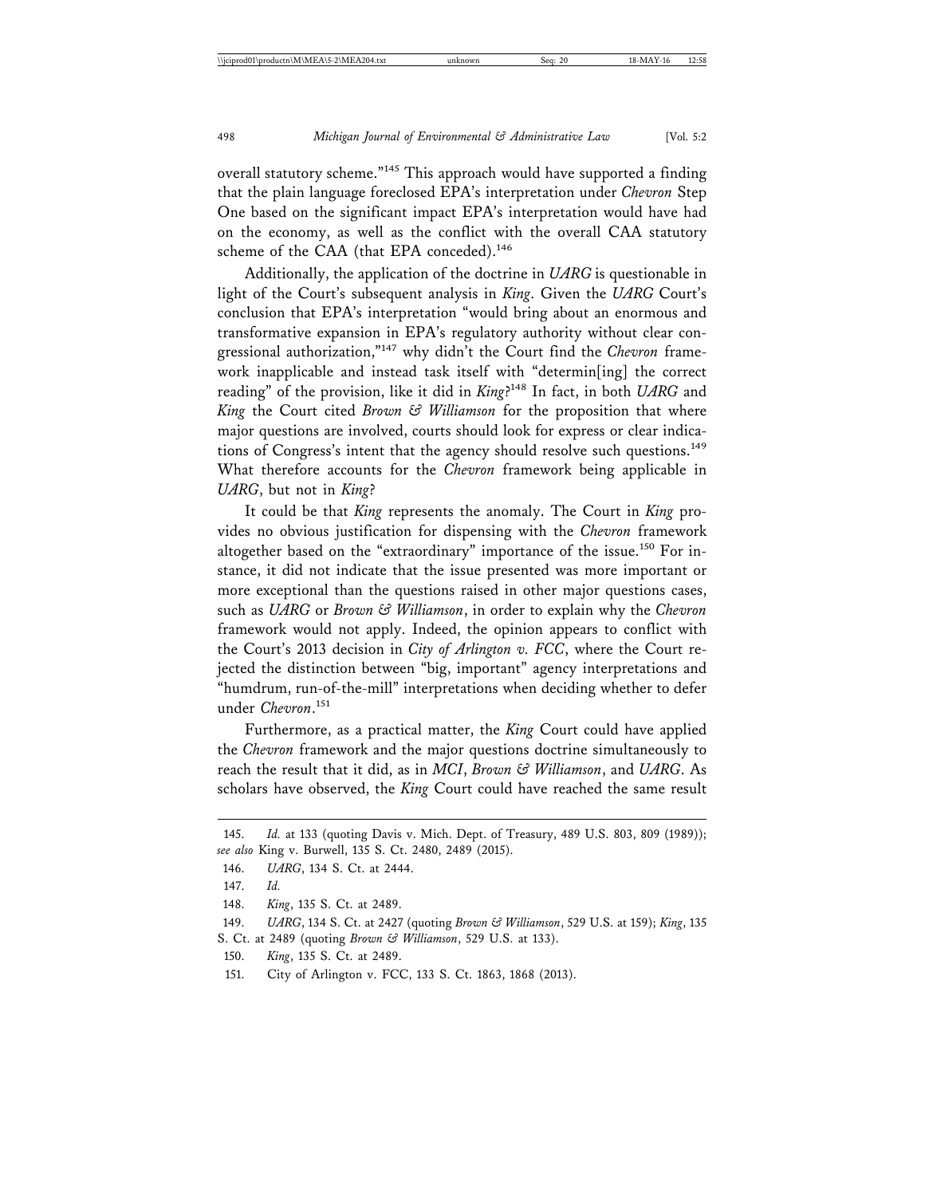overall statutory scheme."[145] This approach would have supported a finding that the plain language foreclosed EPA's interpretation under *Chevron* Step One based on the significant impact EPA's interpretation would have had on the economy, as well as the conflict with the overall CAA statutory scheme of the CAA (that EPA conceded).[146]

Additionally, the application of the doctrine in *UARG* is questionable in light of the Court's subsequent analysis in *King*. Given the *UARG* Court's conclusion that EPA's interpretation "would bring about an enormous and transformative expansion in EPA's regulatory authority without clear congressional authorization,"[147] why didn't the Court find the *Chevron* framework inapplicable and instead task itself with "determin[ing] the correct reading" of the provision, like it did in *King*?[148] In fact, in both *UARG* and *King* the Court cited *Brown & Williamson* for the proposition that where major questions are involved, courts should look for express or clear indications of Congress's intent that the agency should resolve such questions.[149] What therefore accounts for the *Chevron* framework being applicable in *UARG*, but not in *King*?

It could be that *King* represents the anomaly. The Court in *King* provides no obvious justification for dispensing with the *Chevron* framework altogether based on the "extraordinary" importance of the issue.[150] For instance, it did not indicate that the issue presented was more important or more exceptional than the questions raised in other major questions cases, such as *UARG* or *Brown & Williamson*, in order to explain why the *Chevron* framework would not apply. Indeed, the opinion appears to conflict with the Court's 2013 decision in *City of Arlington v. FCC*, where the Court rejected the distinction between "big, important" agency interpretations and "humdrum, run-of-the-mill" interpretations when deciding whether to defer under *Chevron*.[151]

Furthermore, as a practical matter, the *King* Court could have applied the *Chevron* framework and the major questions doctrine simultaneously to reach the result that it did, as in *MCI*, *Brown & Williamson*, and *UARG*. As scholars have observed, the *King* Court could have reached the same result

---

145. *Id.* at 133 (quoting Davis v. Mich. Dept. of Treasury, 489 U.S. 803, 809 (1989)); *see also* King v. Burwell, 135 S. Ct. 2480, 2489 (2015).

146. *UARG*, 134 S. Ct. at 2444.

147. *Id.*

148. *King*, 135 S. Ct. at 2489.

149. *UARG*, 134 S. Ct. at 2427 (quoting *Brown & Williamson*, 529 U.S. at 159); *King*, 135 S. Ct. at 2489 (quoting *Brown & Williamson*, 529 U.S. at 133).

150. *King*, 135 S. Ct. at 2489.

151. City of Arlington v. FCC, 133 S. Ct. 1863, 1868 (2013).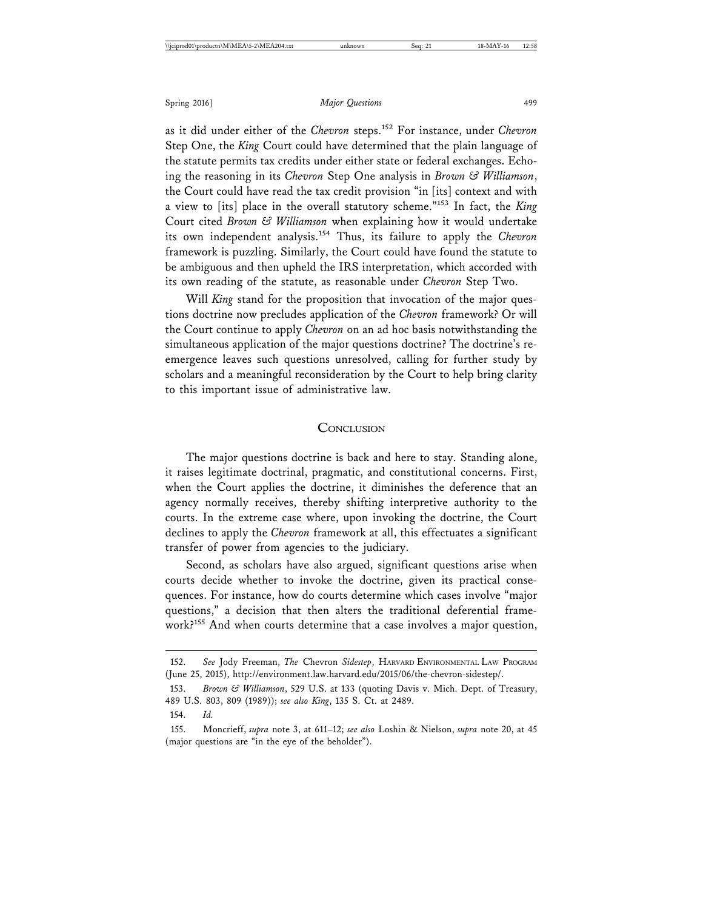as it did under either of the *Chevron* steps.[152] For instance, under *Chevron* Step One, the *King* Court could have determined that the plain language of the statute permits tax credits under either state or federal exchanges. Echoing the reasoning in its *Chevron* Step One analysis in *Brown & Williamson*, the Court could have read the tax credit provision "in [its] context and with a view to [its] place in the overall statutory scheme."[153] In fact, the *King* Court cited *Brown & Williamson* when explaining how it would undertake its own independent analysis.[154] Thus, its failure to apply the *Chevron* framework is puzzling. Similarly, the Court could have found the statute to be ambiguous and then upheld the IRS interpretation, which accorded with its own reading of the statute, as reasonable under *Chevron* Step Two.

Will *King* stand for the proposition that invocation of the major questions doctrine now precludes application of the *Chevron* framework? Or will the Court continue to apply *Chevron* on an ad hoc basis notwithstanding the simultaneous application of the major questions doctrine? The doctrine's reemergence leaves such questions unresolved, calling for further study by scholars and a meaningful reconsideration by the Court to help bring clarity to this important issue of administrative law.

## CONCLUSION

The major questions doctrine is back and here to stay. Standing alone, it raises legitimate doctrinal, pragmatic, and constitutional concerns. First, when the Court applies the doctrine, it diminishes the deference that an agency normally receives, thereby shifting interpretive authority to the courts. In the extreme case where, upon invoking the doctrine, the Court declines to apply the *Chevron* framework at all, this effectuates a significant transfer of power from agencies to the judiciary.

Second, as scholars have also argued, significant questions arise when courts decide whether to invoke the doctrine, given its practical consequences. For instance, how do courts determine which cases involve "major questions," a decision that then alters the traditional deferential framework?[155] And when courts determine that a case involves a major question,

---

152. *See* Jody Freeman, *The* Chevron *Sidestep*, HARVARD ENVIRONMENTAL LAW PROGRAM (June 25, 2015), http://environment.law.harvard.edu/2015/06/the-chevron-sidestep/.

153. *Brown & Williamson*, 529 U.S. at 133 (quoting Davis v. Mich. Dept. of Treasury, 489 U.S. 803, 809 (1989)); *see also King*, 135 S. Ct. at 2489.

154. *Id.*

155. Moncrieff, *supra* note 3, at 611–12; *see also* Loshin & Nielson, *supra* note 20, at 45 (major questions are "in the eye of the beholder").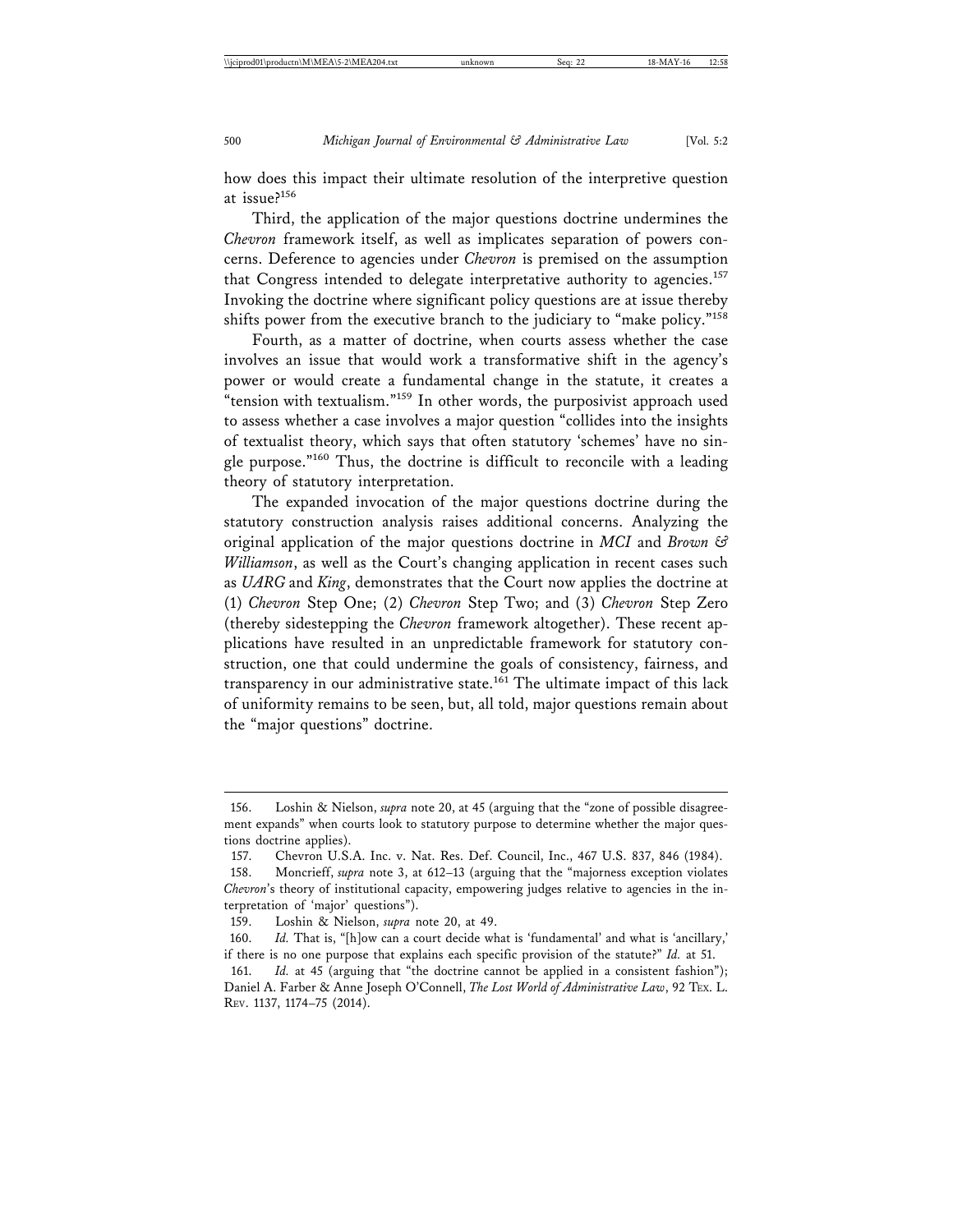how does this impact their ultimate resolution of the interpretive question at issue?[156]

Third, the application of the major questions doctrine undermines the *Chevron* framework itself, as well as implicates separation of powers concerns. Deference to agencies under *Chevron* is premised on the assumption that Congress intended to delegate interpretative authority to agencies.[157] Invoking the doctrine where significant policy questions are at issue thereby shifts power from the executive branch to the judiciary to "make policy."[158]

Fourth, as a matter of doctrine, when courts assess whether the case involves an issue that would work a transformative shift in the agency's power or would create a fundamental change in the statute, it creates a "tension with textualism."[159] In other words, the purposivist approach used to assess whether a case involves a major question "collides into the insights of textualist theory, which says that often statutory 'schemes' have no single purpose."[160] Thus, the doctrine is difficult to reconcile with a leading theory of statutory interpretation.

The expanded invocation of the major questions doctrine during the statutory construction analysis raises additional concerns. Analyzing the original application of the major questions doctrine in *MCI* and *Brown & Williamson*, as well as the Court's changing application in recent cases such as *UARG* and *King*, demonstrates that the Court now applies the doctrine at (1) *Chevron* Step One; (2) *Chevron* Step Two; and (3) *Chevron* Step Zero (thereby sidestepping the *Chevron* framework altogether). These recent applications have resulted in an unpredictable framework for statutory construction, one that could undermine the goals of consistency, fairness, and transparency in our administrative state.[161] The ultimate impact of this lack of uniformity remains to be seen, but, all told, major questions remain about the "major questions" doctrine.

---

156. Loshin & Nielson, *supra* note 20, at 45 (arguing that the "zone of possible disagreement expands" when courts look to statutory purpose to determine whether the major questions doctrine applies).

157. Chevron U.S.A. Inc. v. Nat. Res. Def. Council, Inc., 467 U.S. 837, 846 (1984).

158. Moncrieff, *supra* note 3, at 612–13 (arguing that the "majorness exception violates *Chevron*'s theory of institutional capacity, empowering judges relative to agencies in the interpretation of 'major' questions").

159. Loshin & Nielson, *supra* note 20, at 49.

160. *Id.* That is, "[h]ow can a court decide what is 'fundamental' and what is 'ancillary,' if there is no one purpose that explains each specific provision of the statute?" *Id.* at 51.

161. *Id.* at 45 (arguing that "the doctrine cannot be applied in a consistent fashion"); Daniel A. Farber & Anne Joseph O'Connell, *The Lost World of Administrative Law*, 92 TEX. L. REV. 1137, 1174–75 (2014).